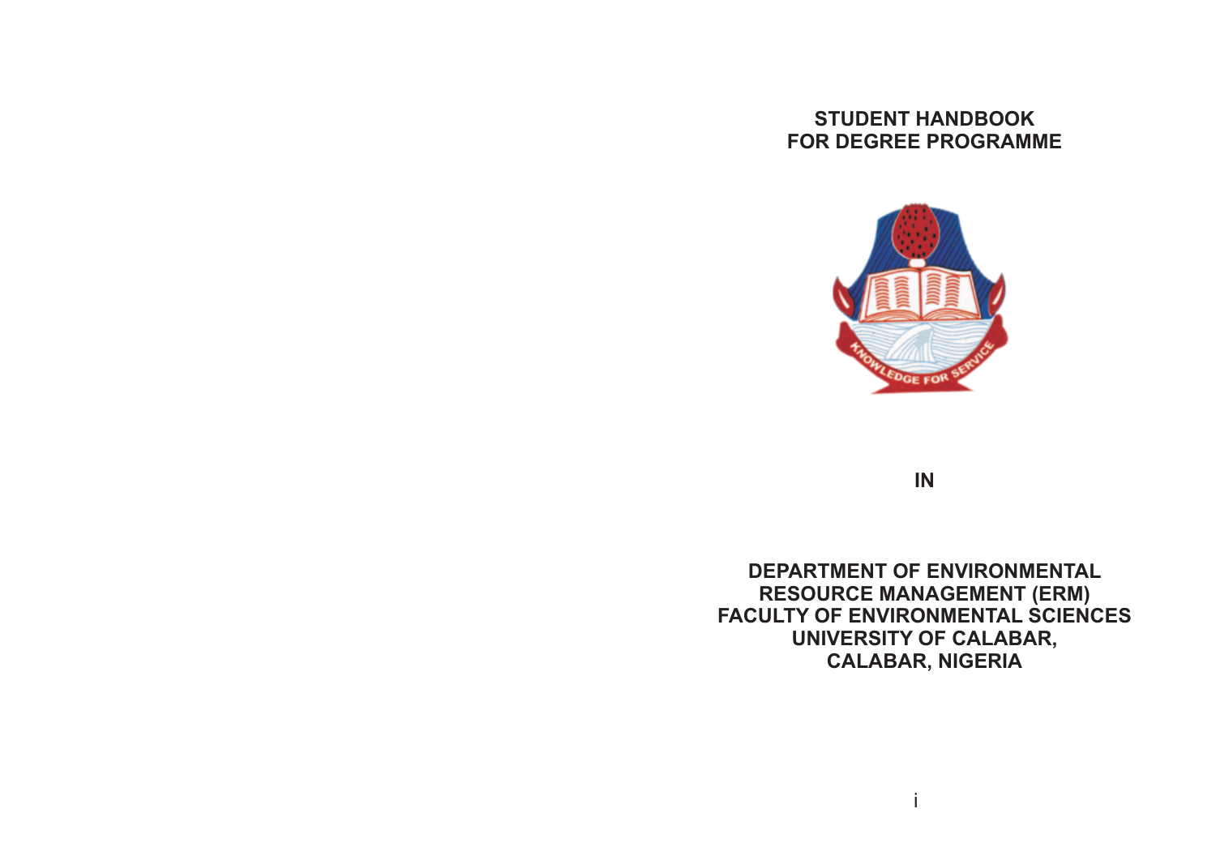# STUDENT HANDBOOK FOR DEGREE PROGRAMME

**IN**

**DEPARTMENT OF ENVIRONMENTAL RESOURCE MANAGEMENT (ERM)**
**FACULTY OF ENVIRONMENTAL SCIENCES**
**UNIVERSITY OF CALABAR,**
**CALABAR, NIGERIA**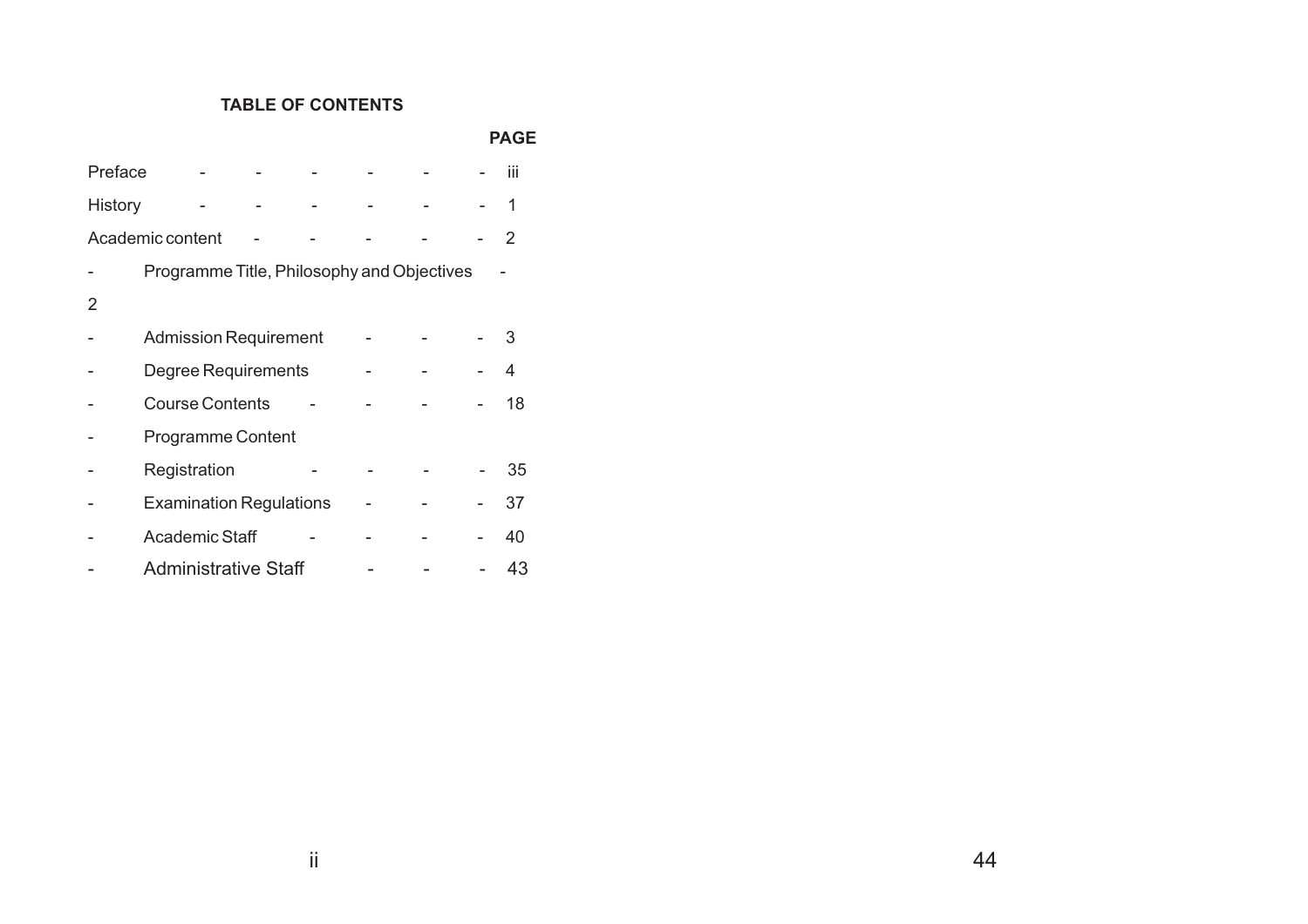## TABLE OF CONTENTS

| | PAGE |
|---|---|
| Preface | iii |
| History | 1 |
| Academic content | 2 |
| - Programme Title, Philosophy and Objectives | 2 |
| - Admission Requirement | 3 |
| - Degree Requirements | 4 |
| - Course Contents | 18 |
| - Programme Content | |
| - Registration | 35 |
| - Examination Regulations | 37 |
| - Academic Staff | 40 |
| - Administrative Staff | 43 |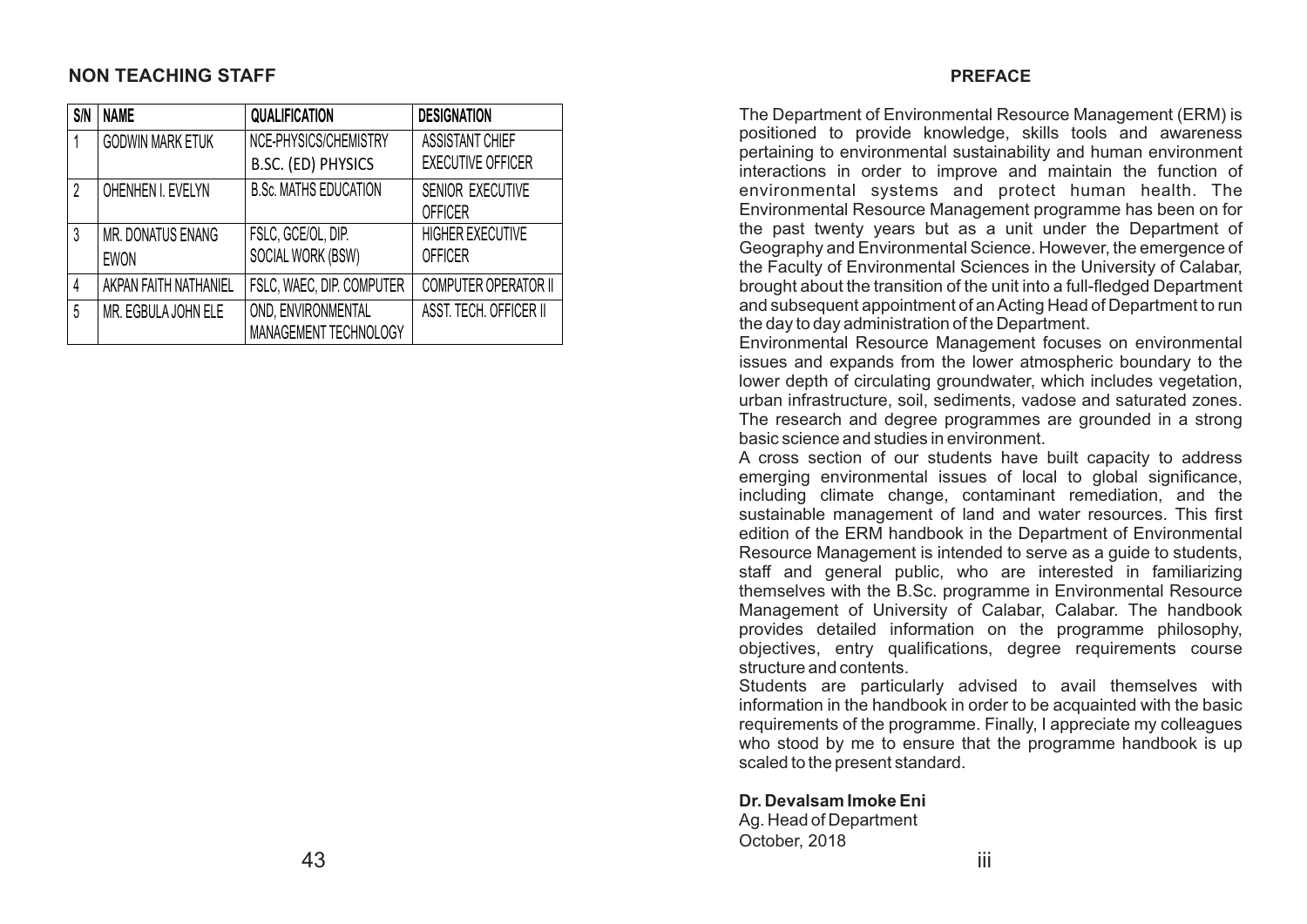## NON TEACHING STAFF

| S/N | NAME | QUALIFICATION | DESIGNATION |
|---|---|---|---|
| 1 | GODWIN MARK ETUK | NCE-PHYSICS/CHEMISTRY B.SC. (ED) PHYSICS | ASSISTANT CHIEF EXECUTIVE OFFICER |
| 2 | OHENHEN I. EVELYN | B.Sc. MATHS EDUCATION | SENIOR EXECUTIVE OFFICER |
| 3 | MR. DONATUS ENANG EWON | FSLC, GCE/OL, DIP. SOCIAL WORK (BSW) | HIGHER EXECUTIVE OFFICER |
| 4 | AKPAN FAITH NATHANIEL | FSLC, WAEC, DIP. COMPUTER | COMPUTER OPERATOR II |
| 5 | MR. EGBULA JOHN ELE | OND, ENVIRONMENTAL MANAGEMENT TECHNOLOGY | ASST. TECH. OFFICER II |

## PREFACE

The Department of Environmental Resource Management (ERM) is positioned to provide knowledge, skills tools and awareness pertaining to environmental sustainability and human environment interactions in order to improve and maintain the function of environmental systems and protect human health. The Environmental Resource Management programme has been on for the past twenty years but as a unit under the Department of Geography and Environmental Science. However, the emergence of the Faculty of Environmental Sciences in the University of Calabar, brought about the transition of the unit into a full-fledged Department and subsequent appointment of an Acting Head of Department to run the day to day administration of the Department.

Environmental Resource Management focuses on environmental issues and expands from the lower atmospheric boundary to the lower depth of circulating groundwater, which includes vegetation, urban infrastructure, soil, sediments, vadose and saturated zones. The research and degree programmes are grounded in a strong basic science and studies in environment.

A cross section of our students have built capacity to address emerging environmental issues of local to global significance, including climate change, contaminant remediation, and the sustainable management of land and water resources. This first edition of the ERM handbook in the Department of Environmental Resource Management is intended to serve as a guide to students, staff and general public, who are interested in familiarizing themselves with the B.Sc. programme in Environmental Resource Management of University of Calabar, Calabar. The handbook provides detailed information on the programme philosophy, objectives, entry qualifications, degree requirements course structure and contents.

Students are particularly advised to avail themselves with information in the handbook in order to be acquainted with the basic requirements of the programme. Finally, I appreciate my colleagues who stood by me to ensure that the programme handbook is up scaled to the present standard.

**Dr. Devalsam Imoke Eni**
Ag. Head of Department
October, 2018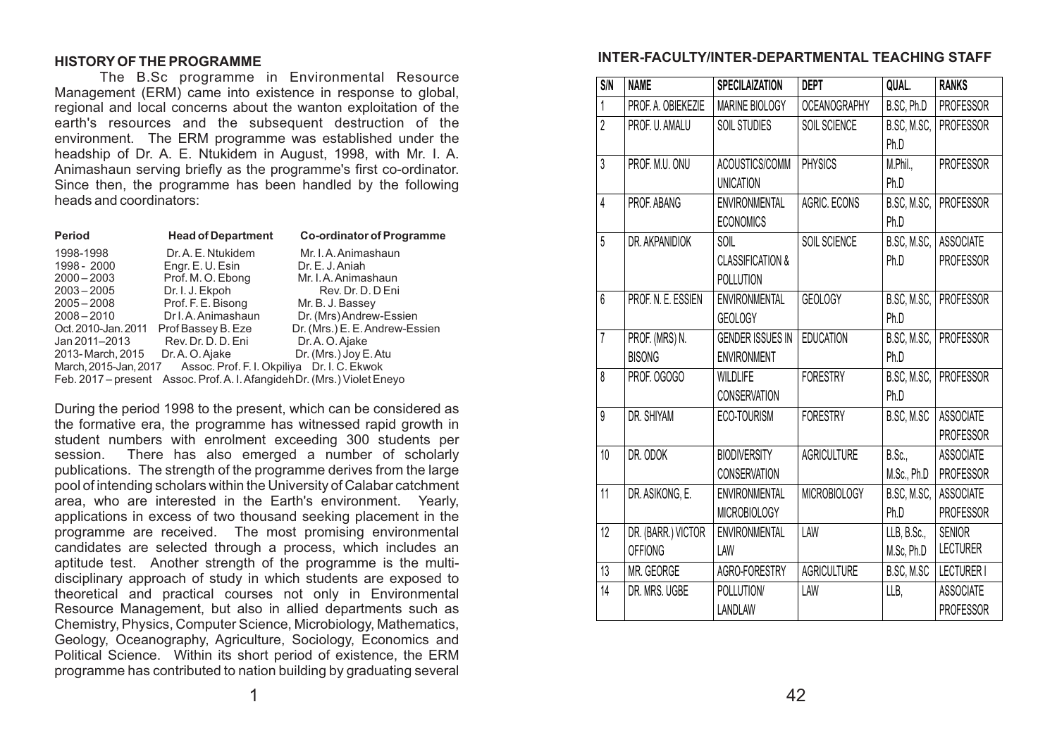## HISTORY OF THE PROGRAMME

The B.Sc programme in Environmental Resource Management (ERM) came into existence in response to global, regional and local concerns about the wanton exploitation of the earth's resources and the subsequent destruction of the environment. The ERM programme was established under the headship of Dr. A. E. Ntukidem in August, 1998, with Mr. I. A. Animashaun serving briefly as the programme's first co-ordinator. Since then, the programme has been handled by the following heads and coordinators:

| Period | Head of Department | Co-ordinator of Programme |
|---|---|---|
| 1998-1998 | Dr. A. E. Ntukidem | Mr. I. A. Animashaun |
| 1998 - 2000 | Engr. E. U. Esin | Dr. E. J. Aniah |
| 2000 – 2003 | Prof. M. O. Ebong | Mr. I. A. Animashaun |
| 2003 – 2005 | Dr. I. J. Ekpoh | Rev. Dr. D. D Eni |
| 2005 – 2008 | Prof. F. E. Bisong | Mr. B. J. Bassey |
| 2008 – 2010 | Dr I. A. Animashaun | Dr. (Mrs) Andrew-Essien |
| Oct. 2010-Jan. 2011 | Prof Bassey B. Eze | Dr. (Mrs.) E. E. Andrew-Essien |
| Jan 2011–2013 | Rev. Dr. D. D. Eni | Dr. A. O. Ajake |
| 2013- March, 2015 | Dr. A. O. Ajake | Dr. (Mrs.) Joy E. Atu |
| March, 2015-Jan, 2017 | Assoc. Prof. F. I. Okpiliya | Dr. I. C. Ekwok |
| Feb. 2017 – present | Assoc. Prof. A. I. Afangideh | Dr. (Mrs.) Violet Eneyo |

During the period 1998 to the present, which can be considered as the formative era, the programme has witnessed rapid growth in student numbers with enrolment exceeding 300 students per session. There has also emerged a number of scholarly publications. The strength of the programme derives from the large pool of intending scholars within the University of Calabar catchment area, who are interested in the Earth's environment. Yearly, applications in excess of two thousand seeking placement in the programme are received. The most promising environmental candidates are selected through a process, which includes an aptitude test. Another strength of the programme is the multi-disciplinary approach of study in which students are exposed to theoretical and practical courses not only in Environmental Resource Management, but also in allied departments such as Chemistry, Physics, Computer Science, Microbiology, Mathematics, Geology, Oceanography, Agriculture, Sociology, Economics and Political Science. Within its short period of existence, the ERM programme has contributed to nation building by graduating several

## INTER-FACULTY/INTER-DEPARTMENTAL TEACHING STAFF

| S/N | NAME | SPECILAIZATION | DEPT | QUAL. | RANKS |
|---|---|---|---|---|---|
| 1 | PROF. A. OBIEKEZIE | MARINE BIOLOGY | OCEANOGRAPHY | B.SC, Ph.D | PROFESSOR |
| 2 | PROF. U. AMALU | SOIL STUDIES | SOIL SCIENCE | B.SC, M.SC, Ph.D | PROFESSOR |
| 3 | PROF. M.U. ONU | ACOUSTICS/COMMUNICATION | PHYSICS | M.Phil., Ph.D | PROFESSOR |
| 4 | PROF. ABANG | ENVIRONMENTAL ECONOMICS | AGRIC. ECONS | B.SC, M.SC, Ph.D | PROFESSOR |
| 5 | DR. AKPANIDIOK | SOIL CLASSIFICATION & POLLUTION | SOIL SCIENCE | B.SC, M.SC, Ph.D | ASSOCIATE PROFESSOR |
| 6 | PROF. N. E. ESSIEN | ENVIRONMENTAL GEOLOGY | GEOLOGY | B.SC, M.SC, Ph.D | PROFESSOR |
| 7 | PROF. (MRS) N. BISONG | GENDER ISSUES IN ENVIRONMENT | EDUCATION | B.SC, M.SC, Ph.D | PROFESSOR |
| 8 | PROF. OGOGO | WILDLIFE CONSERVATION | FORESTRY | B.SC, M.SC, Ph.D | PROFESSOR |
| 9 | DR. SHIYAM | ECO-TOURISM | FORESTRY | B.SC, M.SC | ASSOCIATE PROFESSOR |
| 10 | DR. ODOK | BIODIVERSITY CONSERVATION | AGRICULTURE | B.Sc., M.Sc., Ph.D | ASSOCIATE PROFESSOR |
| 11 | DR. ASIKONG, E. | ENVIRONMENTAL MICROBIOLOGY | MICROBIOLOGY | B.SC, M.SC, Ph.D | ASSOCIATE PROFESSOR |
| 12 | DR. (BARR.) VICTOR OFFIONG | ENVIRONMENTAL LAW | LAW | LLB, B.Sc., M.Sc, Ph.D | SENIOR LECTURER |
| 13 | MR. GEORGE | AGRO-FORESTRY | AGRICULTURE | B.SC, M.SC | LECTURER I |
| 14 | DR. MRS. UGBE | POLLUTION/ LANDLAW | LAW | LLB, | ASSOCIATE PROFESSOR |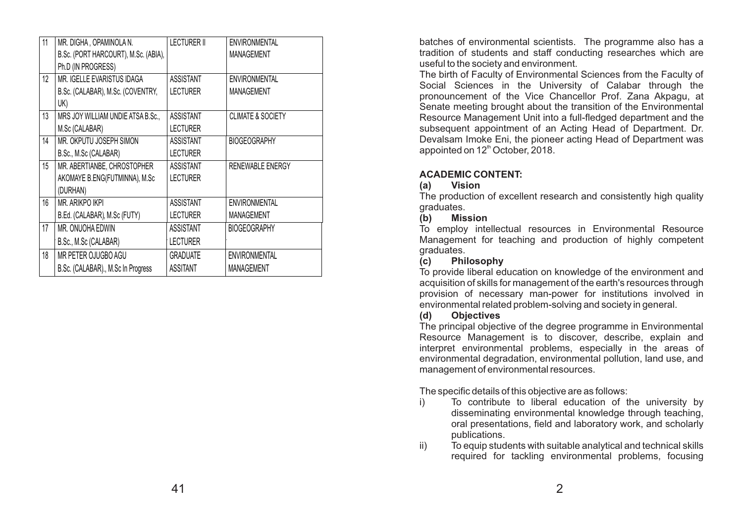| 11 | MR. DIGHA , OPAMINOLA N. B.Sc. (PORT HARCOURT), M.Sc. (ABIA), Ph.D (IN PROGRESS) | LECTURER II | ENVIRONMENTAL MANAGEMENT |
|---|---|---|---|
| 12 | MR. IGELLE EVARISTUS IDAGA B.Sc. (CALABAR), M.Sc. (COVENTRY, UK) | ASSISTANT LECTURER | ENVIRONMENTAL MANAGEMENT |
| 13 | MRS JOY WILLIAM UNDIE ATSA B.Sc., M.Sc (CALABAR) | ASSISTANT LECTURER | CLIMATE & SOCIETY |
| 14 | MR. OKPUTU JOSEPH SIMON B.Sc., M.Sc (CALABAR) | ASSISTANT LECTURER | BIOGEOGRAPHY |
| 15 | MR. ABERTIANBE, CHROSTOPHER AKOMAYE B.ENG(FUTMINNA), M.Sc (DURHAN) | ASSISTANT LECTURER | RENEWABLE ENERGY |
| 16 | MR. ARIKPO IKPI B.Ed. (CALABAR), M.Sc (FUTY) | ASSISTANT LECTURER | ENVIRONMENTAL MANAGEMENT |
| 17 | MR. ONUOHA EDWIN B.Sc., M.Sc (CALABAR) | ASSISTANT LECTURER | BIOGEOGRAPHY |
| 18 | MR PETER OJUGBO AGU B.Sc. (CALABAR)., M.Sc In Progress | GRADUATE ASSITANT | ENVIRONMENTAL MANAGEMENT |

batches of environmental scientists. The programme also has a tradition of students and staff conducting researches which are useful to the society and environment.

The birth of Faculty of Environmental Sciences from the Faculty of Social Sciences in the University of Calabar through the pronouncement of the Vice Chancellor Prof. Zana Akpagu, at Senate meeting brought about the transition of the Environmental Resource Management Unit into a full-fledged department and the subsequent appointment of an Acting Head of Department. Dr. Devalsam Imoke Eni, the pioneer acting Head of Department was appointed on 12th October, 2018.

## ACADEMIC CONTENT:

### (a) Vision

The production of excellent research and consistently high quality graduates.

### (b) Mission

To employ intellectual resources in Environmental Resource Management for teaching and production of highly competent graduates.

### (c) Philosophy

To provide liberal education on knowledge of the environment and acquisition of skills for management of the earth's resources through provision of necessary man-power for institutions involved in environmental related problem-solving and society in general.

### (d) Objectives

The principal objective of the degree programme in Environmental Resource Management is to discover, describe, explain and interpret environmental problems, especially in the areas of environmental degradation, environmental pollution, land use, and management of environmental resources.

The specific details of this objective are as follows:

i) To contribute to liberal education of the university by disseminating environmental knowledge through teaching, oral presentations, field and laboratory work, and scholarly publications.

ii) To equip students with suitable analytical and technical skills required for tackling environmental problems, focusing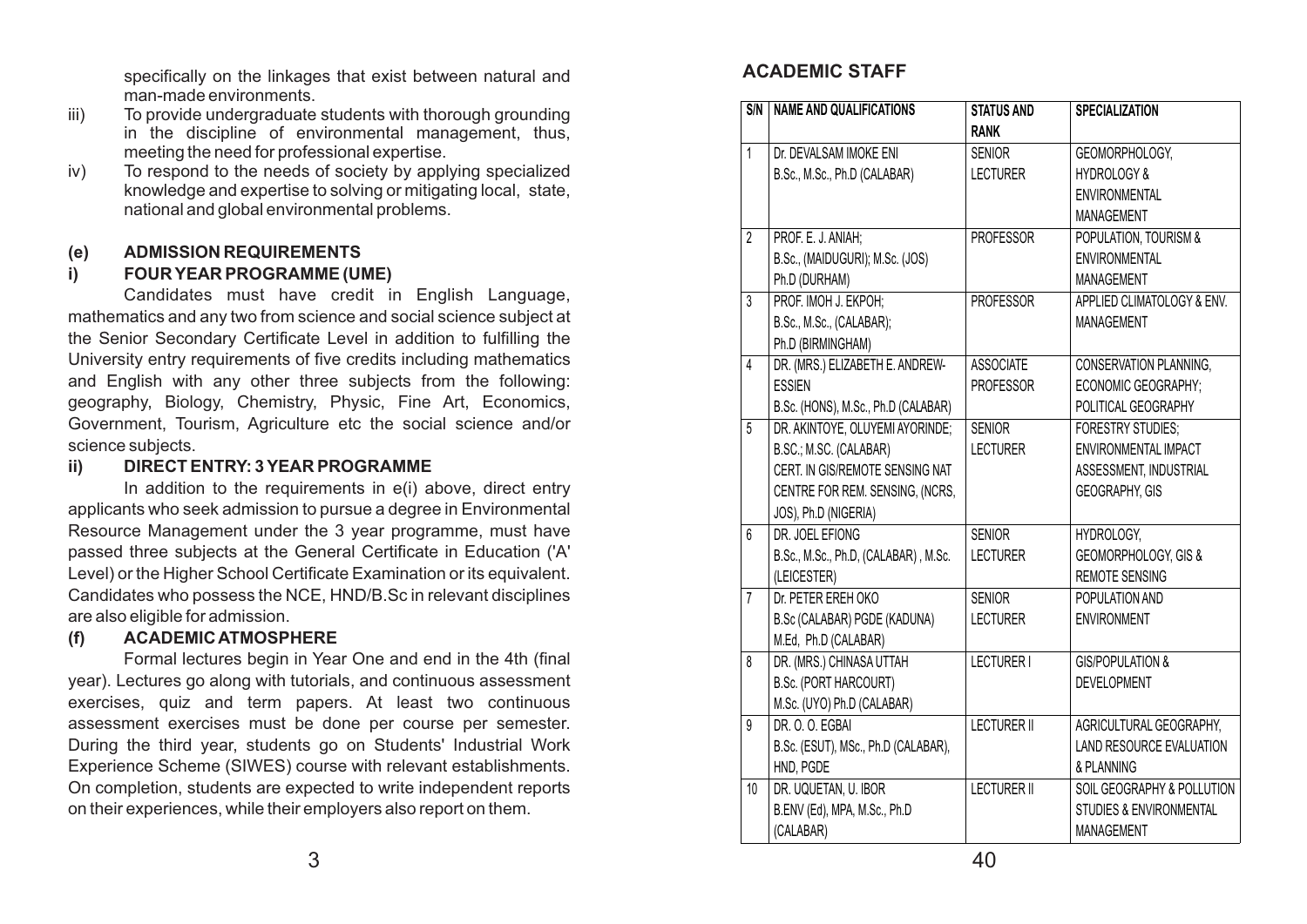specifically on the linkages that exist between natural and man-made environments.

iii) To provide undergraduate students with thorough grounding in the discipline of environmental management, thus, meeting the need for professional expertise.

iv) To respond to the needs of society by applying specialized knowledge and expertise to solving or mitigating local, state, national and global environmental problems.

### (e) ADMISSION REQUIREMENTS

#### i) FOUR YEAR PROGRAMME (UME)

Candidates must have credit in English Language, mathematics and any two from science and social science subject at the Senior Secondary Certificate Level in addition to fulfilling the University entry requirements of five credits including mathematics and English with any other three subjects from the following: geography, Biology, Chemistry, Physic, Fine Art, Economics, Government, Tourism, Agriculture etc the social science and/or science subjects.

#### ii) DIRECT ENTRY: 3 YEAR PROGRAMME

In addition to the requirements in e(i) above, direct entry applicants who seek admission to pursue a degree in Environmental Resource Management under the 3 year programme, must have passed three subjects at the General Certificate in Education ('A' Level) or the Higher School Certificate Examination or its equivalent. Candidates who possess the NCE, HND/B.Sc in relevant disciplines are also eligible for admission.

### (f) ACADEMIC ATMOSPHERE

Formal lectures begin in Year One and end in the 4th (final year). Lectures go along with tutorials, and continuous assessment exercises, quiz and term papers. At least two continuous assessment exercises must be done per course per semester. During the third year, students go on Students' Industrial Work Experience Scheme (SIWES) course with relevant establishments. On completion, students are expected to write independent reports on their experiences, while their employers also report on them.

## ACADEMIC STAFF

| S/N | NAME AND QUALIFICATIONS | STATUS AND RANK | SPECIALIZATION |
|---|---|---|---|
| 1 | Dr. DEVALSAM IMOKE ENI B.Sc., M.Sc., Ph.D (CALABAR) | SENIOR LECTURER | GEOMORPHOLOGY, HYDROLOGY & ENVIRONMENTAL MANAGEMENT |
| 2 | PROF. E. J. ANIAH; B.Sc., (MAIDUGURI); M.Sc. (JOS) Ph.D (DURHAM) | PROFESSOR | POPULATION, TOURISM & ENVIRONMENTAL MANAGEMENT |
| 3 | PROF. IMOH J. EKPOH; B.Sc., M.Sc., (CALABAR); Ph.D (BIRMINGHAM) | PROFESSOR | APPLIED CLIMATOLOGY & ENV. MANAGEMENT |
| 4 | DR. (MRS.) ELIZABETH E. ANDREW-ESSIEN B.Sc. (HONS), M.Sc., Ph.D (CALABAR) | ASSOCIATE PROFESSOR | CONSERVATION PLANNING, ECONOMIC GEOGRAPHY; POLITICAL GEOGRAPHY |
| 5 | DR. AKINTOYE, OLUYEMI AYORINDE; B.SC.; M.SC. (CALABAR) CERT. IN GIS/REMOTE SENSING NAT CENTRE FOR REM. SENSING, (NCRS, JOS), Ph.D (NIGERIA) | SENIOR LECTURER | FORESTRY STUDIES; ENVIRONMENTAL IMPACT ASSESSMENT, INDUSTRIAL GEOGRAPHY, GIS |
| 6 | DR. JOEL EFIONG B.Sc., M.Sc., Ph.D, (CALABAR) , M.Sc. (LEICESTER) | SENIOR LECTURER | HYDROLOGY, GEOMORPHOLOGY, GIS & REMOTE SENSING |
| 7 | Dr. PETER EREH OKO B.Sc (CALABAR) PGDE (KADUNA) M.Ed, Ph.D (CALABAR) | SENIOR LECTURER | POPULATION AND ENVIRONMENT |
| 8 | DR. (MRS.) CHINASA UTTAH B.Sc. (PORT HARCOURT) M.Sc. (UYO) Ph.D (CALABAR) | LECTURER I | GIS/POPULATION & DEVELOPMENT |
| 9 | DR. O. O. EGBAI B.Sc. (ESUT), MSc., Ph.D (CALABAR), HND, PGDE | LECTURER II | AGRICULTURAL GEOGRAPHY, LAND RESOURCE EVALUATION & PLANNING |
| 10 | DR. UQUETAN, U. IBOR B.ENV (Ed), MPA, M.Sc., Ph.D (CALABAR) | LECTURER II | SOIL GEOGRAPHY & POLLUTION STUDIES & ENVIRONMENTAL MANAGEMENT |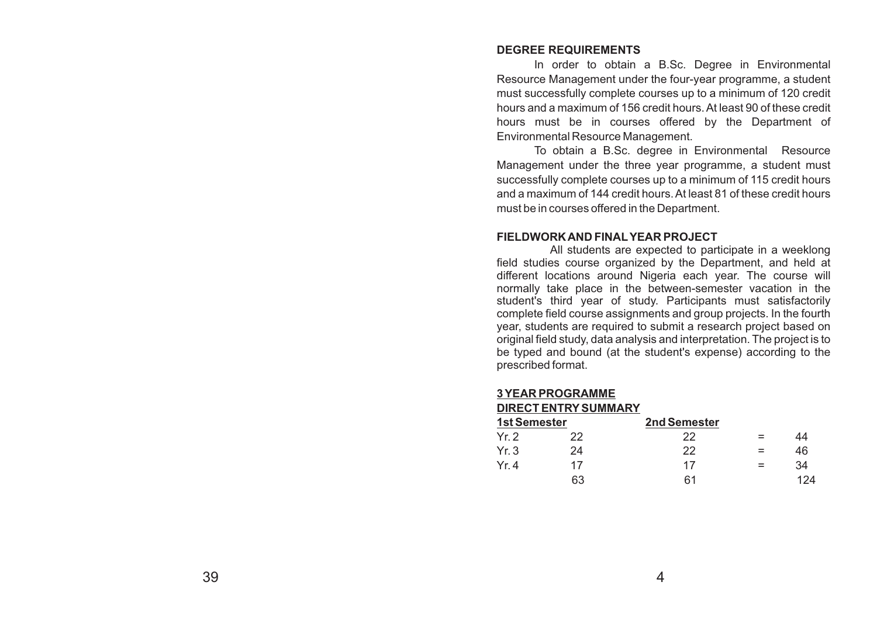## DEGREE REQUIREMENTS

In order to obtain a B.Sc. Degree in Environmental Resource Management under the four-year programme, a student must successfully complete courses up to a minimum of 120 credit hours and a maximum of 156 credit hours. At least 90 of these credit hours must be in courses offered by the Department of Environmental Resource Management.

To obtain a B.Sc. degree in Environmental Resource Management under the three year programme, a student must successfully complete courses up to a minimum of 115 credit hours and a maximum of 144 credit hours. At least 81 of these credit hours must be in courses offered in the Department.

## FIELDWORK AND FINAL YEAR PROJECT

All students are expected to participate in a weeklong field studies course organized by the Department, and held at different locations around Nigeria each year. The course will normally take place in the between-semester vacation in the student's third year of study. Participants must satisfactorily complete field course assignments and group projects. In the fourth year, students are required to submit a research project based on original field study, data analysis and interpretation. The project is to be typed and bound (at the student's expense) according to the prescribed format.

## 3 YEAR PROGRAMME

### DIRECT ENTRY SUMMARY

| | 1st Semester | 2nd Semester | | |
|---|---|---|---|---|
| Yr. 2 | 22 | 22 | = | 44 |
| Yr. 3 | 24 | 22 | = | 46 |
| Yr. 4 | 17 | 17 | = | 34 |
| | 63 | 61 | | 124 |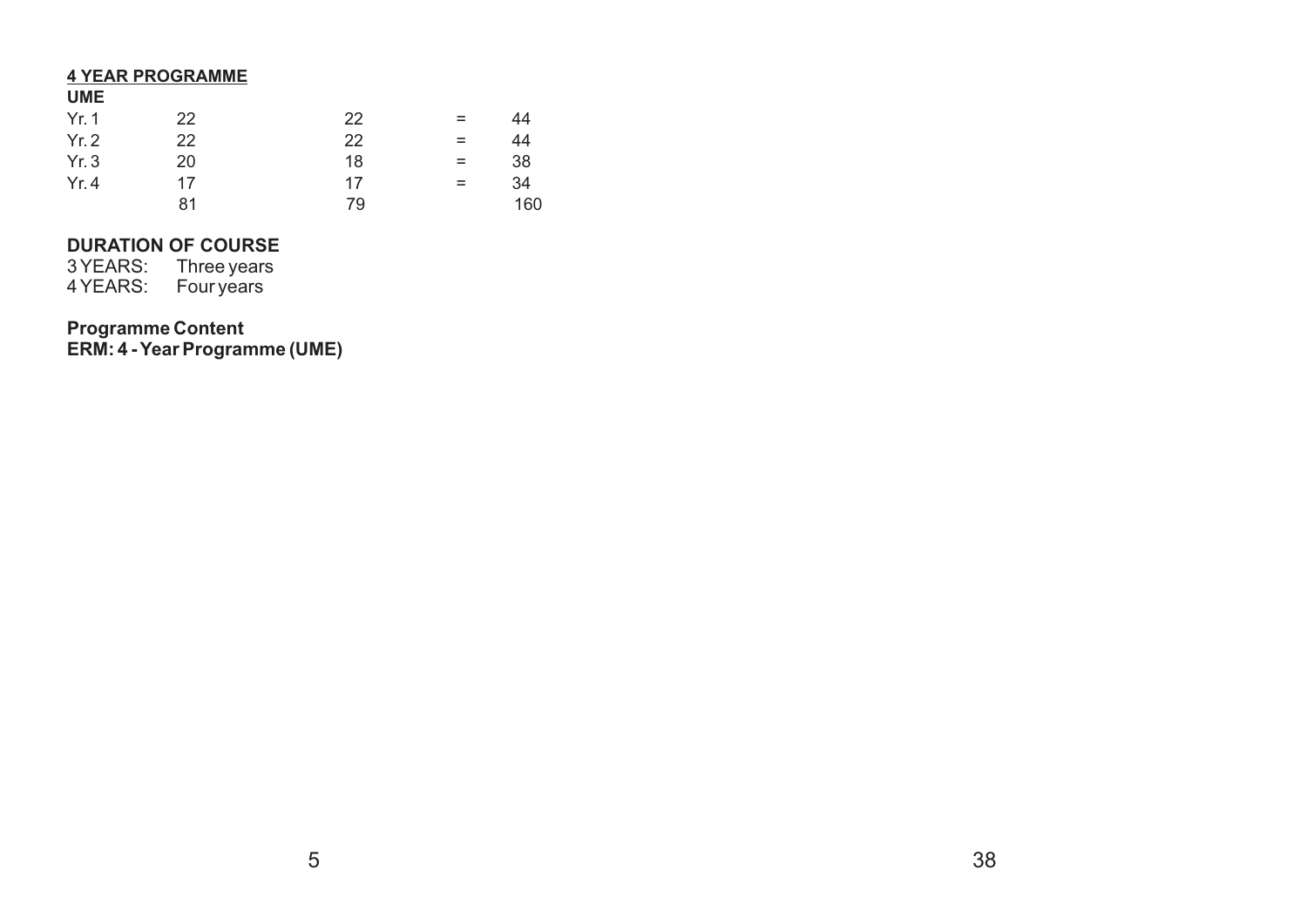**4 YEAR PROGRAMME**

**UME**

| | | | | |
|---|---|---|---|---|
| Yr. 1 | 22 | 22 | = | 44 |
| Yr. 2 | 22 | 22 | = | 44 |
| Yr. 3 | 20 | 18 | = | 38 |
| Yr. 4 | 17 | 17 | = | 34 |
| | 81 | 79 | | 160 |

**DURATION OF COURSE**

3 YEARS: Three years
4 YEARS: Four years

**Programme Content**
**ERM: 4 - Year Programme (UME)**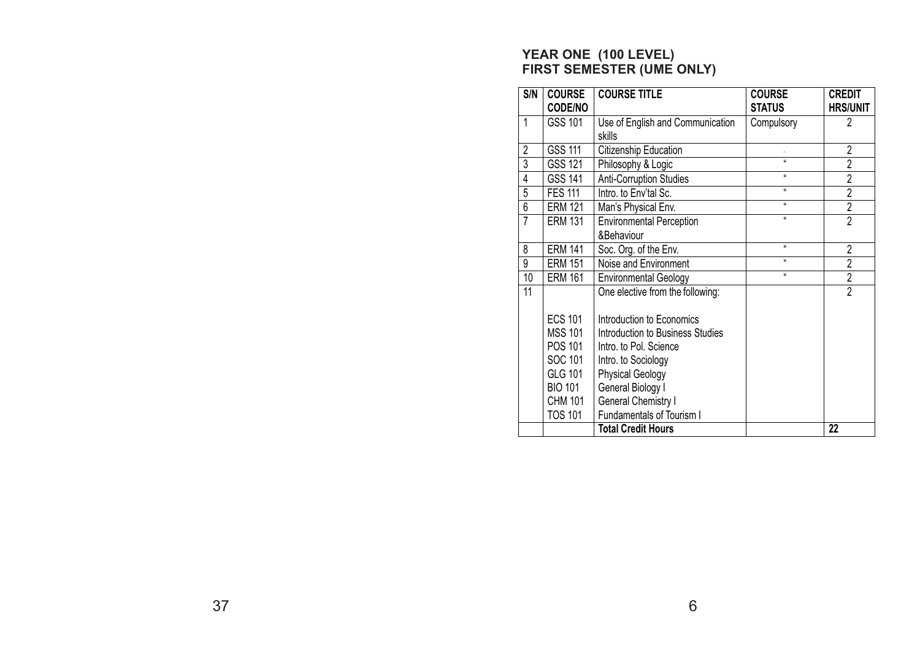## YEAR ONE (100 LEVEL)
## FIRST SEMESTER (UME ONLY)

| S/N | COURSE CODE/NO | COURSE TITLE | COURSE STATUS | CREDIT HRS/UNIT |
|---|---|---|---|---|
| 1 | GSS 101 | Use of English and Communication skills | Compulsory | 2 |
| 2 | GSS 111 | Citizenship Education | " | 2 |
| 3 | GSS 121 | Philosophy & Logic | " | 2 |
| 4 | GSS 141 | Anti-Corruption Studies | " | 2 |
| 5 | FES 111 | Intro. to Env'tal Sc. | " | 2 |
| 6 | ERM 121 | Man's Physical Env. | " | 2 |
| 7 | ERM 131 | Environmental Perception &Behaviour | " | 2 |
| 8 | ERM 141 | Soc. Org. of the Env. | " | 2 |
| 9 | ERM 151 | Noise and Environment | " | 2 |
| 10 | ERM 161 | Environmental Geology | " | 2 |
| 11 | | One elective from the following: | | 2 |
| | ECS 101 | Introduction to Economics | | |
| | MSS 101 | Introduction to Business Studies | | |
| | POS 101 | Intro. to Pol. Science | | |
| | SOC 101 | Intro. to Sociology | | |
| | GLG 101 | Physical Geology | | |
| | BIO 101 | General Biology I | | |
| | CHM 101 | General Chemistry I | | |
| | TOS 101 | Fundamentals of Tourism I | | |
| | | **Total Credit Hours** | | **22** |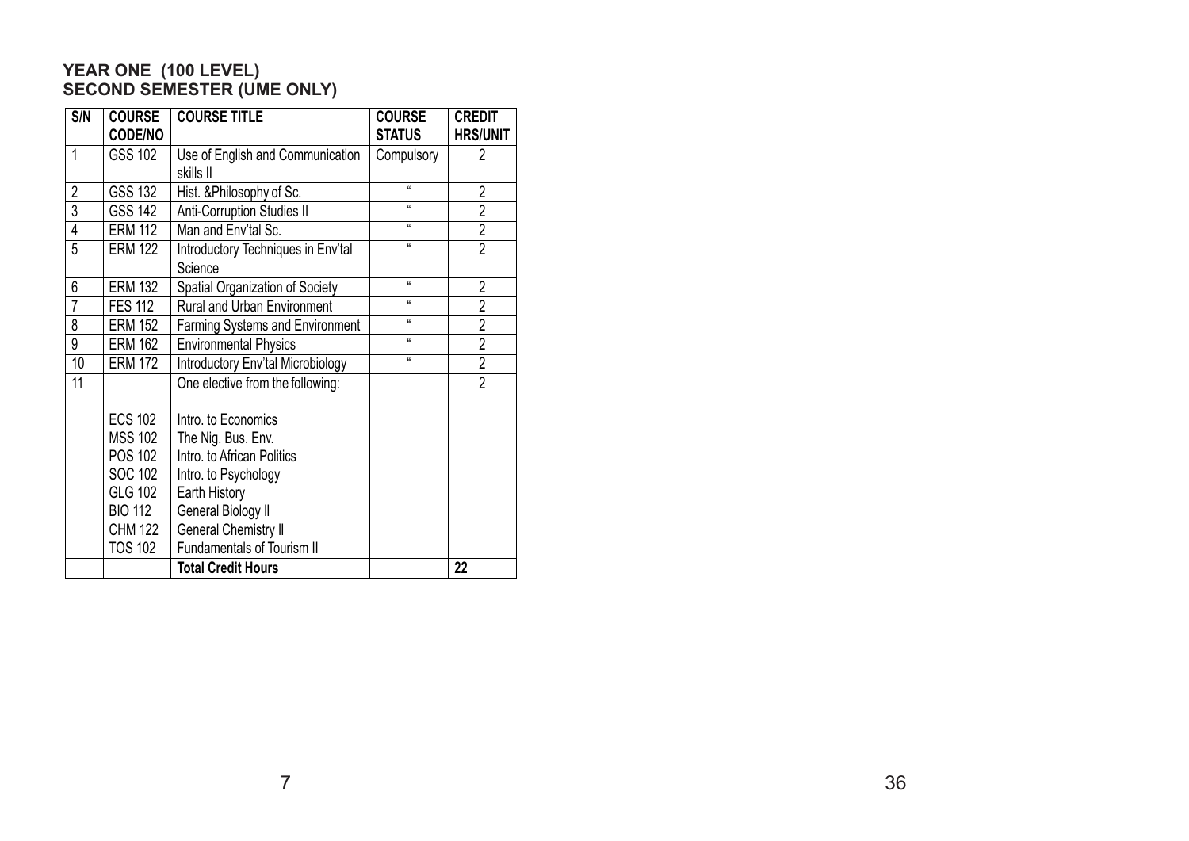**YEAR ONE (100 LEVEL)**
**SECOND SEMESTER (UME ONLY)**

| S/N | COURSE CODE/NO | COURSE TITLE | COURSE STATUS | CREDIT HRS/UNIT |
|---|---|---|---|---|
| 1 | GSS 102 | Use of English and Communication skills II | Compulsory | 2 |
| 2 | GSS 132 | Hist. &Philosophy of Sc. | " | 2 |
| 3 | GSS 142 | Anti-Corruption Studies II | " | 2 |
| 4 | ERM 112 | Man and Env'tal Sc. | " | 2 |
| 5 | ERM 122 | Introductory Techniques in Env'tal Science | " | 2 |
| 6 | ERM 132 | Spatial Organization of Society | " | 2 |
| 7 | FES 112 | Rural and Urban Environment | " | 2 |
| 8 | ERM 152 | Farming Systems and Environment | " | 2 |
| 9 | ERM 162 | Environmental Physics | " | 2 |
| 10 | ERM 172 | Introductory Env'tal Microbiology | " | 2 |
| 11 | | One elective from the following: | | 2 |
| | ECS 102 | Intro. to Economics | | |
| | MSS 102 | The Nig. Bus. Env. | | |
| | POS 102 | Intro. to African Politics | | |
| | SOC 102 | Intro. to Psychology | | |
| | GLG 102 | Earth History | | |
| | BIO 112 | General Biology II | | |
| | CHM 122 | General Chemistry II | | |
| | TOS 102 | Fundamentals of Tourism II | | |
| | | **Total Credit Hours** | | **22** |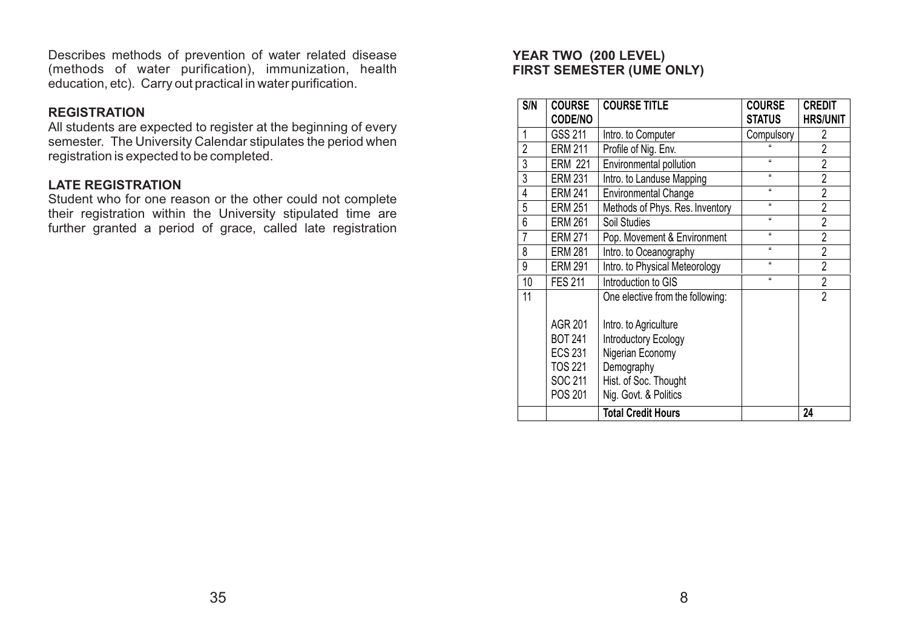Describes methods of prevention of water related disease (methods of water purification), immunization, health education, etc). Carry out practical in water purification.

### REGISTRATION

All students are expected to register at the beginning of every semester. The University Calendar stipulates the period when registration is expected to be completed.

### LATE REGISTRATION

Student who for one reason or the other could not complete their registration within the University stipulated time are further granted a period of grace, called late registration

### YEAR TWO (200 LEVEL)
### FIRST SEMESTER (UME ONLY)

| S/N | COURSE CODE/NO | COURSE TITLE | COURSE STATUS | CREDIT HRS/UNIT |
|---|---|---|---|---|
| 1 | GSS 211 | Intro. to Computer | Compulsory | 2 |
| 2 | ERM 211 | Profile of Nig. Env. | " | 2 |
| 3 | ERM 221 | Environmental pollution | " | 2 |
| 3 | ERM 231 | Intro. to Landuse Mapping | " | 2 |
| 4 | ERM 241 | Environmental Change | " | 2 |
| 5 | ERM 251 | Methods of Phys. Res. Inventory | " | 2 |
| 6 | ERM 261 | Soil Studies | " | 2 |
| 7 | ERM 271 | Pop. Movement & Environment | " | 2 |
| 8 | ERM 281 | Intro. to Oceanography | " | 2 |
| 9 | ERM 291 | Intro. to Physical Meteorology | " | 2 |
| 10 | FES 211 | Introduction to GIS | " | 2 |
| 11 | | One elective from the following: | | 2 |
| | AGR 201 | Intro. to Agriculture | | |
| | BOT 241 | Introductory Ecology | | |
| | ECS 231 | Nigerian Economy | | |
| | TOS 221 | Demography | | |
| | SOC 211 | Hist. of Soc. Thought | | |
| | POS 201 | Nig. Govt. & Politics | | |
| | | **Total Credit Hours** | | **24** |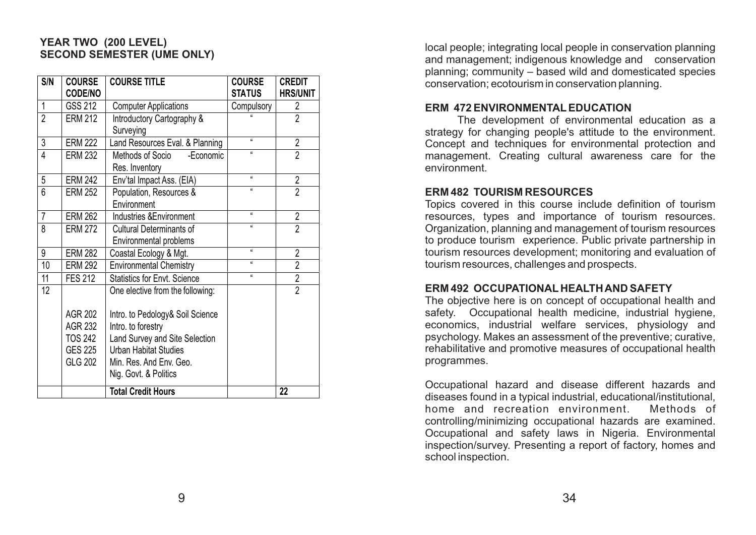### YEAR TWO (200 LEVEL)
### SECOND SEMESTER (UME ONLY)

| S/N | COURSE CODE/NO | COURSE TITLE | COURSE STATUS | CREDIT HRS/UNIT |
|---|---|---|---|---|
| 1 | GSS 212 | Computer Applications | Compulsory | 2 |
| 2 | ERM 212 | Introductory Cartography & Surveying | " | 2 |
| 3 | ERM 222 | Land Resources Eval. & Planning | " | 2 |
| 4 | ERM 232 | Methods of Socio -Economic Res. Inventory | " | 2 |
| 5 | ERM 242 | Env'tal Impact Ass. (EIA) | " | 2 |
| 6 | ERM 252 | Population, Resources & Environment | " | 2 |
| 7 | ERM 262 | Industries &Environment | " | 2 |
| 8 | ERM 272 | Cultural Determinants of Environmental problems | " | 2 |
| 9 | ERM 282 | Coastal Ecology & Mgt. | " | 2 |
| 10 | ERM 292 | Environmental Chemistry | " | 2 |
| 11 | FES 212 | Statistics for Envt. Science | " | 2 |
| 12 | | One elective from the following: | | 2 |
| | AGR 202 | Intro. to Pedology& Soil Science | | |
| | AGR 232 | Intro. to forestry | | |
| | TOS 242 | Land Survey and Site Selection | | |
| | GES 225 | Urban Habitat Studies | | |
| | GLG 202 | Min. Res. And Env. Geo. | | |
| | | Nig. Govt. & Politics | | |
| | | **Total Credit Hours** | | **22** |

local people; integrating local people in conservation planning and management; indigenous knowledge and conservation planning; community – based wild and domesticated species conservation; ecotourism in conservation planning.

### ERM 472 ENVIRONMENTAL EDUCATION

The development of environmental education as a strategy for changing people's attitude to the environment. Concept and techniques for environmental protection and management. Creating cultural awareness care for the environment.

### ERM 482 TOURISM RESOURCES

Topics covered in this course include definition of tourism resources, types and importance of tourism resources. Organization, planning and management of tourism resources to produce tourism experience. Public private partnership in tourism resources development; monitoring and evaluation of tourism resources, challenges and prospects.

### ERM 492 OCCUPATIONAL HEALTH AND SAFETY

The objective here is on concept of occupational health and safety. Occupational health medicine, industrial hygiene, economics, industrial welfare services, physiology and psychology. Makes an assessment of the preventive; curative, rehabilitative and promotive measures of occupational health programmes.

Occupational hazard and disease different hazards and diseases found in a typical industrial, educational/institutional, home and recreation environment. Methods of controlling/minimizing occupational hazards are examined. Occupational and safety laws in Nigeria. Environmental inspection/survey. Presenting a report of factory, homes and school inspection.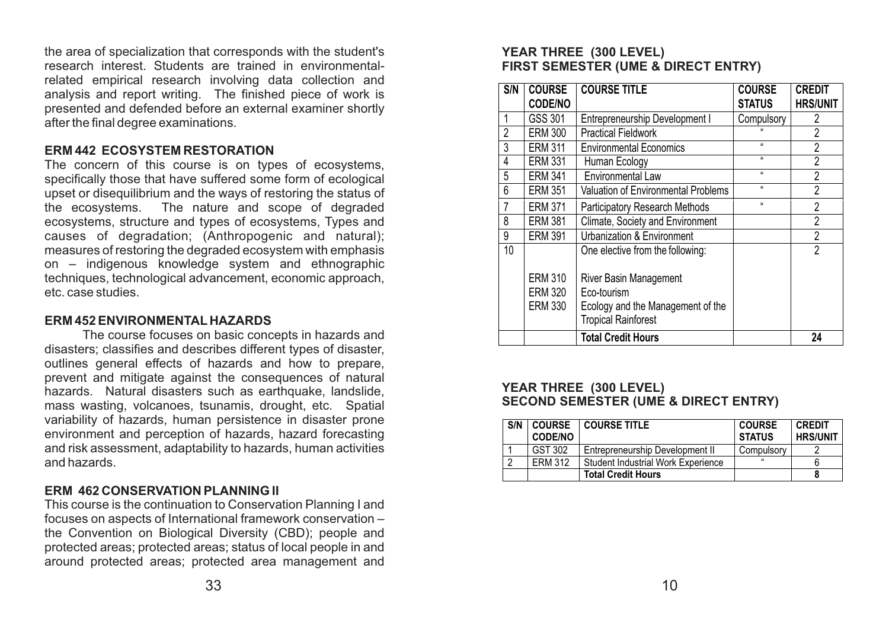the area of specialization that corresponds with the student's research interest. Students are trained in environmental-related empirical research involving data collection and analysis and report writing. The finished piece of work is presented and defended before an external examiner shortly after the final degree examinations.

**ERM 442 ECOSYSTEM RESTORATION**

The concern of this course is on types of ecosystems, specifically those that have suffered some form of ecological upset or disequilibrium and the ways of restoring the status of the ecosystems. The nature and scope of degraded ecosystems, structure and types of ecosystems, Types and causes of degradation; (Anthropogenic and natural); measures of restoring the degraded ecosystem with emphasis on – indigenous knowledge system and ethnographic techniques, technological advancement, economic approach, etc. case studies.

**ERM 452 ENVIRONMENTAL HAZARDS**

The course focuses on basic concepts in hazards and disasters; classifies and describes different types of disaster, outlines general effects of hazards and how to prepare, prevent and mitigate against the consequences of natural hazards. Natural disasters such as earthquake, landslide, mass wasting, volcanoes, tsunamis, drought, etc. Spatial variability of hazards, human persistence in disaster prone environment and perception of hazards, hazard forecasting and risk assessment, adaptability to hazards, human activities and hazards.

**ERM 462 CONSERVATION PLANNING II**

This course is the continuation to Conservation Planning I and focuses on aspects of International framework conservation – the Convention on Biological Diversity (CBD); people and protected areas; protected areas; status of local people in and around protected areas; protected area management and

**YEAR THREE (300 LEVEL)**
**FIRST SEMESTER (UME & DIRECT ENTRY)**

| S/N | COURSE CODE/NO | COURSE TITLE | COURSE STATUS | CREDIT HRS/UNIT |
|---|---|---|---|---|
| 1 | GSS 301 | Entrepreneurship Development I | Compulsory | 2 |
| 2 | ERM 300 | Practical Fieldwork | " | 2 |
| 3 | ERM 311 | Environmental Economics | " | 2 |
| 4 | ERM 331 | Human Ecology | " | 2 |
| 5 | ERM 341 | Environmental Law | " | 2 |
| 6 | ERM 351 | Valuation of Environmental Problems | " | 2 |
| 7 | ERM 371 | Participatory Research Methods | " | 2 |
| 8 | ERM 381 | Climate, Society and Environment | | 2 |
| 9 | ERM 391 | Urbanization & Environment | | 2 |
| 10 | | One elective from the following: | | 2 |
| | ERM 310 | River Basin Management | | |
| | ERM 320 | Eco-tourism | | |
| | ERM 330 | Ecology and the Management of the Tropical Rainforest | | |
| | | **Total Credit Hours** | | **24** |

**YEAR THREE (300 LEVEL)**
**SECOND SEMESTER (UME & DIRECT ENTRY)**

| S/N | COURSE CODE/NO | COURSE TITLE | COURSE STATUS | CREDIT HRS/UNIT |
|---|---|---|---|---|
| 1 | GST 302 | Entrepreneurship Development II | Compulsory | 2 |
| 2 | ERM 312 | Student Industrial Work Experience | " | 6 |
| | | **Total Credit Hours** | | **8** |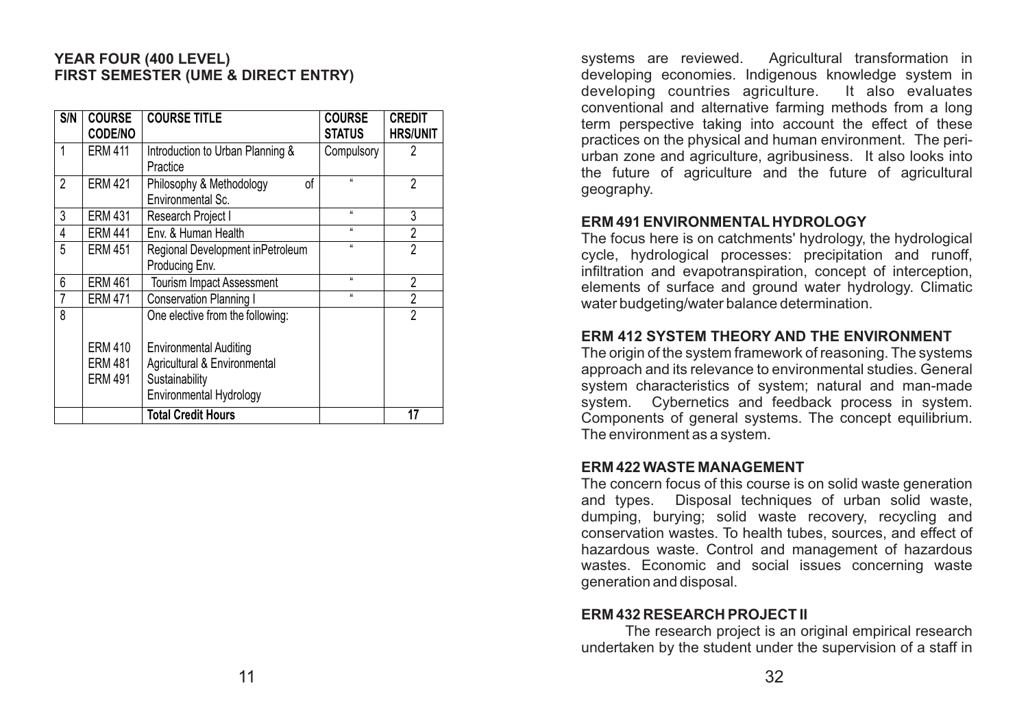**YEAR FOUR (400 LEVEL)**
**FIRST SEMESTER (UME & DIRECT ENTRY)**

| S/N | COURSE CODE/NO | COURSE TITLE | COURSE STATUS | CREDIT HRS/UNIT |
|---|---|---|---|---|
| 1 | ERM 411 | Introduction to Urban Planning & Practice | Compulsory | 2 |
| 2 | ERM 421 | Philosophy & Methodology of Environmental Sc. | " | 2 |
| 3 | ERM 431 | Research Project I | " | 3 |
| 4 | ERM 441 | Env. & Human Health | " | 2 |
| 5 | ERM 451 | Regional Development inPetroleum Producing Env. | " | 2 |
| 6 | ERM 461 | Tourism Impact Assessment | " | 2 |
| 7 | ERM 471 | Conservation Planning I | " | 2 |
| 8 | ERM 410 ERM 481 ERM 491 | One elective from the following: Environmental Auditing Agricultural & Environmental Sustainability Environmental Hydrology | | 2 |
| | | **Total Credit Hours** | | **17** |

systems are reviewed. Agricultural transformation in developing economies. Indigenous knowledge system in developing countries agriculture. It also evaluates conventional and alternative farming methods from a long term perspective taking into account the effect of these practices on the physical and human environment. The peri-urban zone and agriculture, agribusiness. It also looks into the future of agriculture and the future of agricultural geography.

**ERM 491 ENVIRONMENTAL HYDROLOGY**

The focus here is on catchments' hydrology, the hydrological cycle, hydrological processes: precipitation and runoff, infiltration and evapotranspiration, concept of interception, elements of surface and ground water hydrology. Climatic water budgeting/water balance determination.

**ERM 412 SYSTEM THEORY AND THE ENVIRONMENT**

The origin of the system framework of reasoning. The systems approach and its relevance to environmental studies. General system characteristics of system; natural and man-made system. Cybernetics and feedback process in system. Components of general systems. The concept equilibrium. The environment as a system.

**ERM 422 WASTE MANAGEMENT**

The concern focus of this course is on solid waste generation and types. Disposal techniques of urban solid waste, dumping, burying; solid waste recovery, recycling and conservation wastes. To health tubes, sources, and effect of hazardous waste. Control and management of hazardous wastes. Economic and social issues concerning waste generation and disposal.

**ERM 432 RESEARCH PROJECT II**

The research project is an original empirical research undertaken by the student under the supervision of a staff in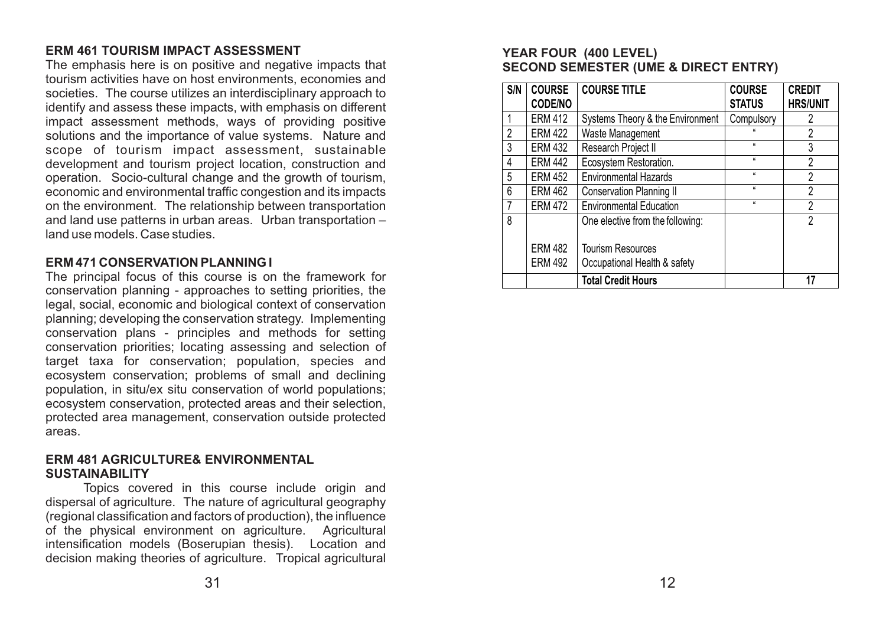### ERM 461 TOURISM IMPACT ASSESSMENT

The emphasis here is on positive and negative impacts that tourism activities have on host environments, economies and societies. The course utilizes an interdisciplinary approach to identify and assess these impacts, with emphasis on different impact assessment methods, ways of providing positive solutions and the importance of value systems. Nature and scope of tourism impact assessment, sustainable development and tourism project location, construction and operation. Socio-cultural change and the growth of tourism, economic and environmental traffic congestion and its impacts on the environment. The relationship between transportation and land use patterns in urban areas. Urban transportation – land use models. Case studies.

### ERM 471 CONSERVATION PLANNING I

The principal focus of this course is on the framework for conservation planning - approaches to setting priorities, the legal, social, economic and biological context of conservation planning; developing the conservation strategy. Implementing conservation plans - principles and methods for setting conservation priorities; locating assessing and selection of target taxa for conservation; population, species and ecosystem conservation; problems of small and declining population, in situ/ex situ conservation of world populations; ecosystem conservation, protected areas and their selection, protected area management, conservation outside protected areas.

### ERM 481 AGRICULTURE& ENVIRONMENTAL SUSTAINABILITY

Topics covered in this course include origin and dispersal of agriculture. The nature of agricultural geography (regional classification and factors of production), the influence of the physical environment on agriculture. Agricultural intensification models (Boserupian thesis). Location and decision making theories of agriculture. Tropical agricultural

### YEAR FOUR (400 LEVEL)
### SECOND SEMESTER (UME & DIRECT ENTRY)

| S/N | COURSE CODE/NO | COURSE TITLE | COURSE STATUS | CREDIT HRS/UNIT |
|---|---|---|---|---|
| 1 | ERM 412 | Systems Theory & the Environment | Compulsory | 2 |
| 2 | ERM 422 | Waste Management | " | 2 |
| 3 | ERM 432 | Research Project II | " | 3 |
| 4 | ERM 442 | Ecosystem Restoration. | " | 2 |
| 5 | ERM 452 | Environmental Hazards | " | 2 |
| 6 | ERM 462 | Conservation Planning II | " | 2 |
| 7 | ERM 472 | Environmental Education | " | 2 |
| 8 | | One elective from the following: | | 2 |
| | ERM 482 | Tourism Resources | | |
| | ERM 492 | Occupational Health & safety | | |
| | | **Total Credit Hours** | | **17** |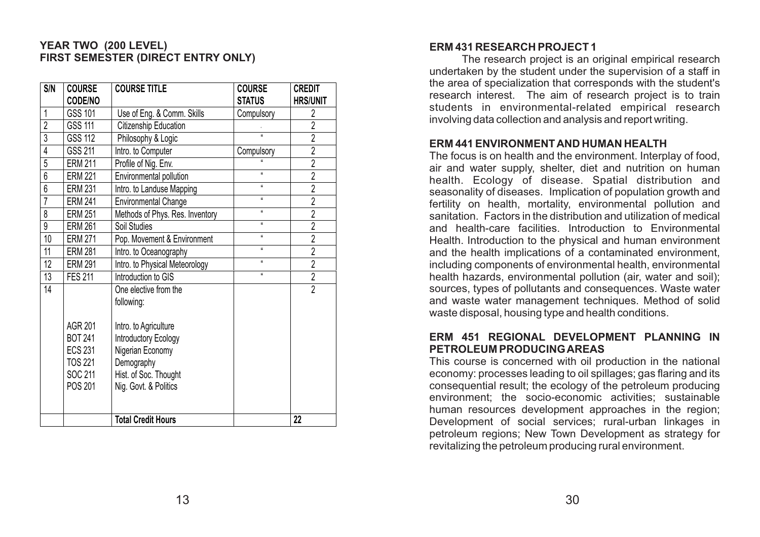## YEAR TWO (200 LEVEL)
## FIRST SEMESTER (DIRECT ENTRY ONLY)

| S/N | COURSE CODE/NO | COURSE TITLE | COURSE STATUS | CREDIT HRS/UNIT |
|---|---|---|---|---|
| 1 | GSS 101 | Use of Eng. & Comm. Skills | Compulsory | 2 |
| 2 | GSS 111 | Citizenship Education | . | 2 |
| 3 | GSS 112 | Philosophy & Logic | " | 2 |
| 4 | GSS 211 | Intro. to Computer | Compulsory | 2 |
| 5 | ERM 211 | Profile of Nig. Env. | " | 2 |
| 6 | ERM 221 | Environmental pollution | " | 2 |
| 6 | ERM 231 | Intro. to Landuse Mapping | " | 2 |
| 7 | ERM 241 | Environmental Change | " | 2 |
| 8 | ERM 251 | Methods of Phys. Res. Inventory | " | 2 |
| 9 | ERM 261 | Soil Studies | " | 2 |
| 10 | ERM 271 | Pop. Movement & Environment | " | 2 |
| 11 | ERM 281 | Intro. to Oceanography | " | 2 |
| 12 | ERM 291 | Intro. to Physical Meteorology | " | 2 |
| 13 | FES 211 | Introduction to GIS | " | 2 |
| 14 | | One elective from the following: | | 2 |
| | AGR 201 | Intro. to Agriculture | | |
| | BOT 241 | Introductory Ecology | | |
| | ECS 231 | Nigerian Economy | | |
| | TOS 221 | Demography | | |
| | SOC 211 | Hist. of Soc. Thought | | |
| | POS 201 | Nig. Govt. & Politics | | |
| | | **Total Credit Hours** | | **22** |

**ERM 431 RESEARCH PROJECT 1**

The research project is an original empirical research undertaken by the student under the supervision of a staff in the area of specialization that corresponds with the student's research interest. The aim of research project is to train students in environmental-related empirical research involving data collection and analysis and report writing.

**ERM 441 ENVIRONMENT AND HUMAN HEALTH**

The focus is on health and the environment. Interplay of food, air and water supply, shelter, diet and nutrition on human health. Ecology of disease. Spatial distribution and seasonality of diseases. Implication of population growth and fertility on health, mortality, environmental pollution and sanitation. Factors in the distribution and utilization of medical and health-care facilities. Introduction to Environmental Health. Introduction to the physical and human environment and the health implications of a contaminated environment, including components of environmental health, environmental health hazards, environmental pollution (air, water and soil); sources, types of pollutants and consequences. Waste water and waste water management techniques. Method of solid waste disposal, housing type and health conditions.

**ERM 451 REGIONAL DEVELOPMENT PLANNING IN PETROLEUM PRODUCING AREAS**

This course is concerned with oil production in the national economy: processes leading to oil spillages; gas flaring and its consequential result; the ecology of the petroleum producing environment; the socio-economic activities; sustainable human resources development approaches in the region; Development of social services; rural-urban linkages in petroleum regions; New Town Development as strategy for revitalizing the petroleum producing rural environment.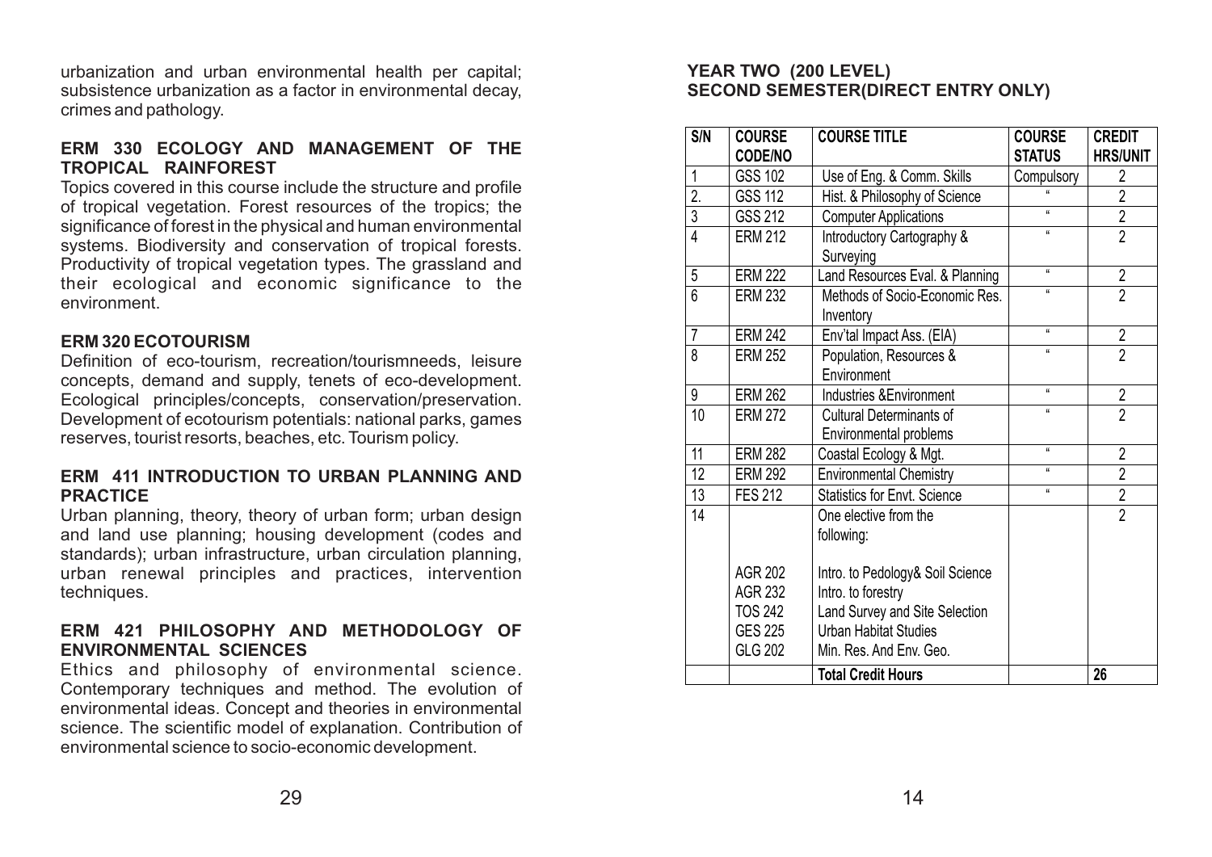urbanization and urban environmental health per capital; subsistence urbanization as a factor in environmental decay, crimes and pathology.

### ERM 330 ECOLOGY AND MANAGEMENT OF THE TROPICAL RAINFOREST

Topics covered in this course include the structure and profile of tropical vegetation. Forest resources of the tropics; the significance of forest in the physical and human environmental systems. Biodiversity and conservation of tropical forests. Productivity of tropical vegetation types. The grassland and their ecological and economic significance to the environment.

### ERM 320 ECOTOURISM

Definition of eco-tourism, recreation/tourismneeds, leisure concepts, demand and supply, tenets of eco-development. Ecological principles/concepts, conservation/preservation. Development of ecotourism potentials: national parks, games reserves, tourist resorts, beaches, etc. Tourism policy.

### ERM 411 INTRODUCTION TO URBAN PLANNING AND PRACTICE

Urban planning, theory, theory of urban form; urban design and land use planning; housing development (codes and standards); urban infrastructure, urban circulation planning, urban renewal principles and practices, intervention techniques.

### ERM 421 PHILOSOPHY AND METHODOLOGY OF ENVIRONMENTAL SCIENCES

Ethics and philosophy of environmental science. Contemporary techniques and method. The evolution of environmental ideas. Concept and theories in environmental science. The scientific model of explanation. Contribution of environmental science to socio-economic development.

## YEAR TWO (200 LEVEL) SECOND SEMESTER(DIRECT ENTRY ONLY)

| S/N | COURSE CODE/NO | COURSE TITLE | COURSE STATUS | CREDIT HRS/UNIT |
|---|---|---|---|---|
| 1 | GSS 102 | Use of Eng. & Comm. Skills | Compulsory | 2 |
| 2. | GSS 112 | Hist. & Philosophy of Science | " | 2 |
| 3 | GSS 212 | Computer Applications | " | 2 |
| 4 | ERM 212 | Introductory Cartography & Surveying | " | 2 |
| 5 | ERM 222 | Land Resources Eval. & Planning | " | 2 |
| 6 | ERM 232 | Methods of Socio-Economic Res. Inventory | " | 2 |
| 7 | ERM 242 | Env'tal Impact Ass. (EIA) | " | 2 |
| 8 | ERM 252 | Population, Resources & Environment | " | 2 |
| 9 | ERM 262 | Industries &Environment | " | 2 |
| 10 | ERM 272 | Cultural Determinants of Environmental problems | " | 2 |
| 11 | ERM 282 | Coastal Ecology & Mgt. | " | 2 |
| 12 | ERM 292 | Environmental Chemistry | " | 2 |
| 13 | FES 212 | Statistics for Envt. Science | " | 2 |
| 14 | | One elective from the following: | | 2 |
| | AGR 202 | Intro. to Pedology& Soil Science | | |
| | AGR 232 | Intro. to forestry | | |
| | TOS 242 | Land Survey and Site Selection | | |
| | GES 225 | Urban Habitat Studies | | |
| | GLG 202 | Min. Res. And Env. Geo. | | |
| | | **Total Credit Hours** | | **26** |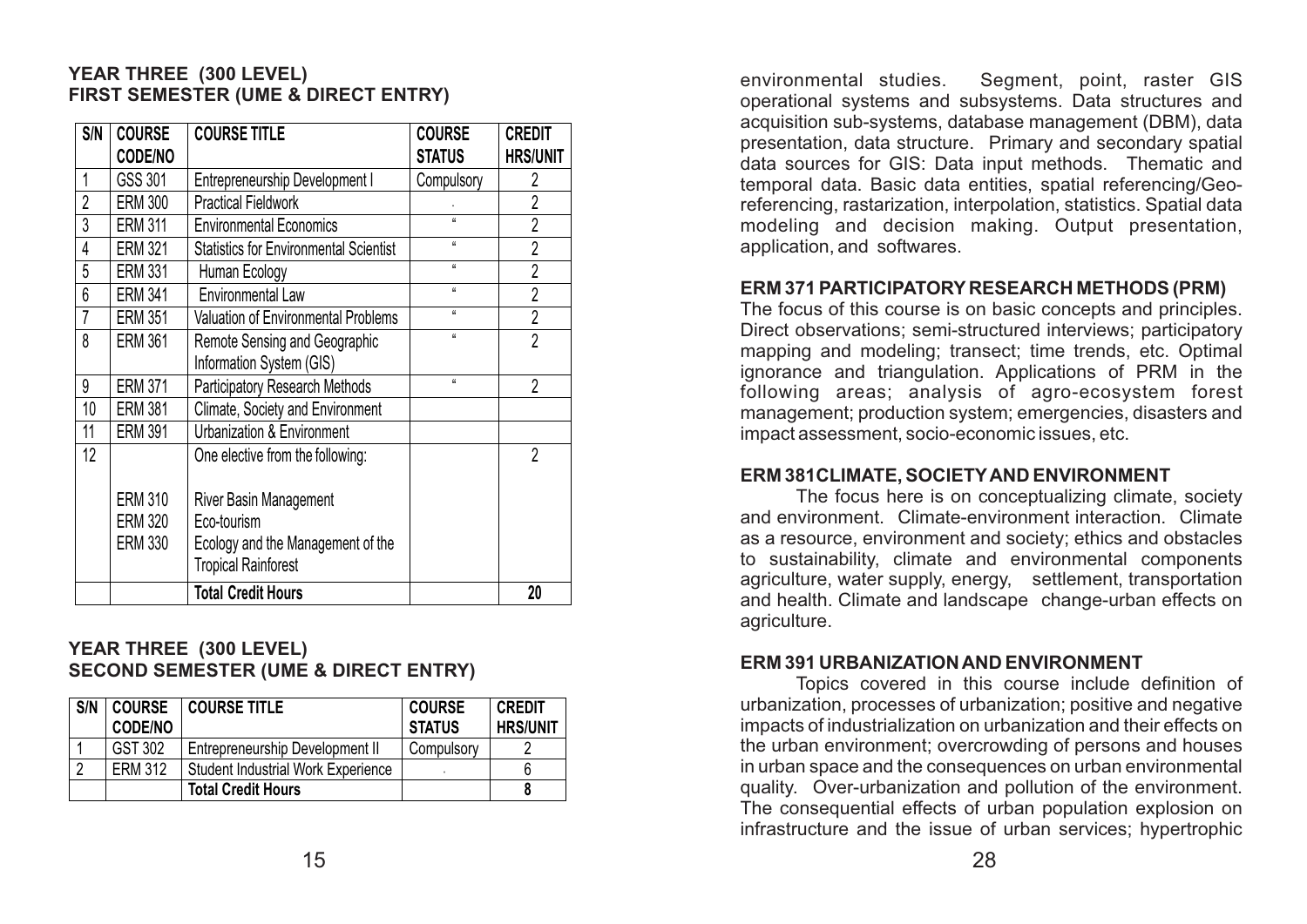## YEAR THREE (300 LEVEL)
## FIRST SEMESTER (UME & DIRECT ENTRY)

| S/N | COURSE CODE/NO | COURSE TITLE | COURSE STATUS | CREDIT HRS/UNIT |
|---|---|---|---|---|
| 1 | GSS 301 | Entrepreneurship Development I | Compulsory | 2 |
| 2 | ERM 300 | Practical Fieldwork | . | 2 |
| 3 | ERM 311 | Environmental Economics | " | 2 |
| 4 | ERM 321 | Statistics for Environmental Scientist | " | 2 |
| 5 | ERM 331 | Human Ecology | " | 2 |
| 6 | ERM 341 | Environmental Law | " | 2 |
| 7 | ERM 351 | Valuation of Environmental Problems | " | 2 |
| 8 | ERM 361 | Remote Sensing and Geographic Information System (GIS) | " | 2 |
| 9 | ERM 371 | Participatory Research Methods | " | 2 |
| 10 | ERM 381 | Climate, Society and Environment | | |
| 11 | ERM 391 | Urbanization & Environment | | |
| 12 | | One elective from the following: | | 2 |
| | ERM 310 | River Basin Management | | |
| | ERM 320 | Eco-tourism | | |
| | ERM 330 | Ecology and the Management of the Tropical Rainforest | | |
| | | **Total Credit Hours** | | **20** |

## YEAR THREE (300 LEVEL)
## SECOND SEMESTER (UME & DIRECT ENTRY)

| S/N | COURSE CODE/NO | COURSE TITLE | COURSE STATUS | CREDIT HRS/UNIT |
|---|---|---|---|---|
| 1 | GST 302 | Entrepreneurship Development II | Compulsory | 2 |
| 2 | ERM 312 | Student Industrial Work Experience | . | 6 |
| | | **Total Credit Hours** | | **8** |

environmental studies. Segment, point, raster GIS operational systems and subsystems. Data structures and acquisition sub-systems, database management (DBM), data presentation, data structure. Primary and secondary spatial data sources for GIS: Data input methods. Thematic and temporal data. Basic data entities, spatial referencing/Geo-referencing, rastarization, interpolation, statistics. Spatial data modeling and decision making. Output presentation, application, and softwares.

### ERM 371 PARTICIPATORY RESEARCH METHODS (PRM)

The focus of this course is on basic concepts and principles. Direct observations; semi-structured interviews; participatory mapping and modeling; transect; time trends, etc. Optimal ignorance and triangulation. Applications of PRM in the following areas; analysis of agro-ecosystem forest management; production system; emergencies, disasters and impact assessment, socio-economic issues, etc.

### ERM 381CLIMATE, SOCIETY AND ENVIRONMENT

The focus here is on conceptualizing climate, society and environment. Climate-environment interaction. Climate as a resource, environment and society; ethics and obstacles to sustainability, climate and environmental components agriculture, water supply, energy, settlement, transportation and health. Climate and landscape change-urban effects on agriculture.

### ERM 391 URBANIZATION AND ENVIRONMENT

Topics covered in this course include definition of urbanization, processes of urbanization; positive and negative impacts of industrialization on urbanization and their effects on the urban environment; overcrowding of persons and houses in urban space and the consequences on urban environmental quality. Over-urbanization and pollution of the environment. The consequential effects of urban population explosion on infrastructure and the issue of urban services; hypertrophic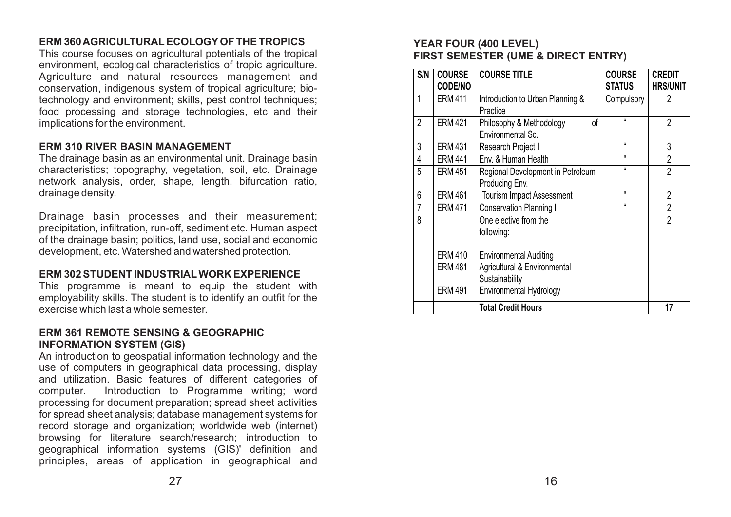### ERM 360 AGRICULTURAL ECOLOGY OF THE TROPICS

This course focuses on agricultural potentials of the tropical environment, ecological characteristics of tropic agriculture. Agriculture and natural resources management and conservation, indigenous system of tropical agriculture; bio-technology and environment; skills, pest control techniques; food processing and storage technologies, etc and their implications for the environment.

### ERM 310 RIVER BASIN MANAGEMENT

The drainage basin as an environmental unit. Drainage basin characteristics; topography, vegetation, soil, etc. Drainage network analysis, order, shape, length, bifurcation ratio, drainage density.

Drainage basin processes and their measurement; precipitation, infiltration, run-off, sediment etc. Human aspect of the drainage basin; politics, land use, social and economic development, etc. Watershed and watershed protection.

### ERM 302 STUDENT INDUSTRIAL WORK EXPERIENCE

This programme is meant to equip the student with employability skills. The student is to identify an outfit for the exercise which last a whole semester.

### ERM 361 REMOTE SENSING & GEOGRAPHIC INFORMATION SYSTEM (GIS)

An introduction to geospatial information technology and the use of computers in geographical data processing, display and utilization. Basic features of different categories of computer. Introduction to Programme writing; word processing for document preparation; spread sheet activities for spread sheet analysis; database management systems for record storage and organization; worldwide web (internet) browsing for literature search/research; introduction to geographical information systems (GIS)' definition and principles, areas of application in geographical and

## YEAR FOUR (400 LEVEL)
## FIRST SEMESTER (UME & DIRECT ENTRY)

| S/N | COURSE CODE/NO | COURSE TITLE | COURSE STATUS | CREDIT HRS/UNIT |
|---|---|---|---|---|
| 1 | ERM 411 | Introduction to Urban Planning & Practice | Compulsory | 2 |
| 2 | ERM 421 | Philosophy & Methodology of Environmental Sc. | " | 2 |
| 3 | ERM 431 | Research Project I | " | 3 |
| 4 | ERM 441 | Env. & Human Health | " | 2 |
| 5 | ERM 451 | Regional Development in Petroleum Producing Env. | " | 2 |
| 6 | ERM 461 | Tourism Impact Assessment | " | 2 |
| 7 | ERM 471 | Conservation Planning I | " | 2 |
| 8 | | One elective from the following: | | 2 |
| | ERM 410 | Environmental Auditing | | |
| | ERM 481 | Agricultural & Environmental Sustainability | | |
| | ERM 491 | Environmental Hydrology | | |
| | | **Total Credit Hours** | | **17** |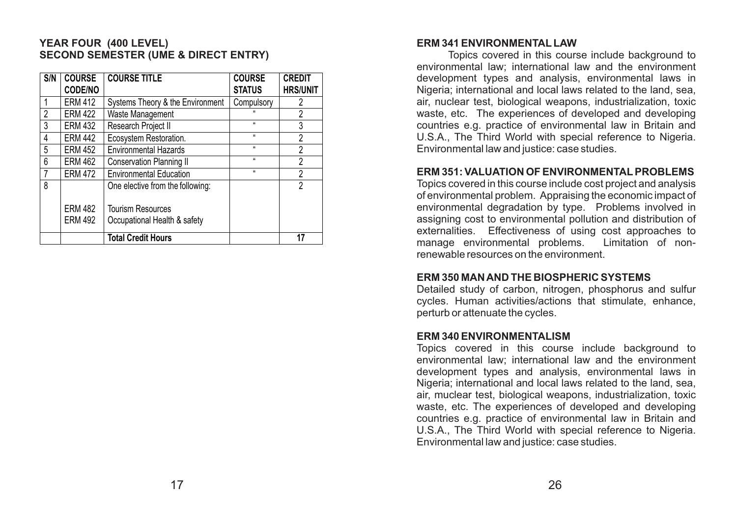## YEAR FOUR (400 LEVEL)
## SECOND SEMESTER (UME & DIRECT ENTRY)

| S/N | COURSE CODE/NO | COURSE TITLE | COURSE STATUS | CREDIT HRS/UNIT |
|---|---|---|---|---|
| 1 | ERM 412 | Systems Theory & the Environment | Compulsory | 2 |
| 2 | ERM 422 | Waste Management | " | 2 |
| 3 | ERM 432 | Research Project II | " | 3 |
| 4 | ERM 442 | Ecosystem Restoration. | " | 2 |
| 5 | ERM 452 | Environmental Hazards | " | 2 |
| 6 | ERM 462 | Conservation Planning II | " | 2 |
| 7 | ERM 472 | Environmental Education | " | 2 |
| 8 | | One elective from the following: | | 2 |
| | ERM 482<br>ERM 492 | Tourism Resources<br>Occupational Health & safety | | |
| | | **Total Credit Hours** | | **17** |

### ERM 341 ENVIRONMENTAL LAW

Topics covered in this course include background to environmental law; international law and the environment development types and analysis, environmental laws in Nigeria; international and local laws related to the land, sea, air, nuclear test, biological weapons, industrialization, toxic waste, etc. The experiences of developed and developing countries e.g. practice of environmental law in Britain and U.S.A., The Third World with special reference to Nigeria. Environmental law and justice: case studies.

### ERM 351: VALUATION OF ENVIRONMENTAL PROBLEMS

Topics covered in this course include cost project and analysis of environmental problem. Appraising the economic impact of environmental degradation by type. Problems involved in assigning cost to environmental pollution and distribution of externalities. Effectiveness of using cost approaches to manage environmental problems. Limitation of non-renewable resources on the environment.

### ERM 350 MAN AND THE BIOSPHERIC SYSTEMS

Detailed study of carbon, nitrogen, phosphorus and sulfur cycles. Human activities/actions that stimulate, enhance, perturb or attenuate the cycles.

### ERM 340 ENVIRONMENTALISM

Topics covered in this course include background to environmental law; international law and the environment development types and analysis, environmental laws in Nigeria; international and local laws related to the land, sea, air, muclear test, biological weapons, industrialization, toxic waste, etc. The experiences of developed and developing countries e.g. practice of environmental law in Britain and U.S.A., The Third World with special reference to Nigeria. Environmental law and justice: case studies.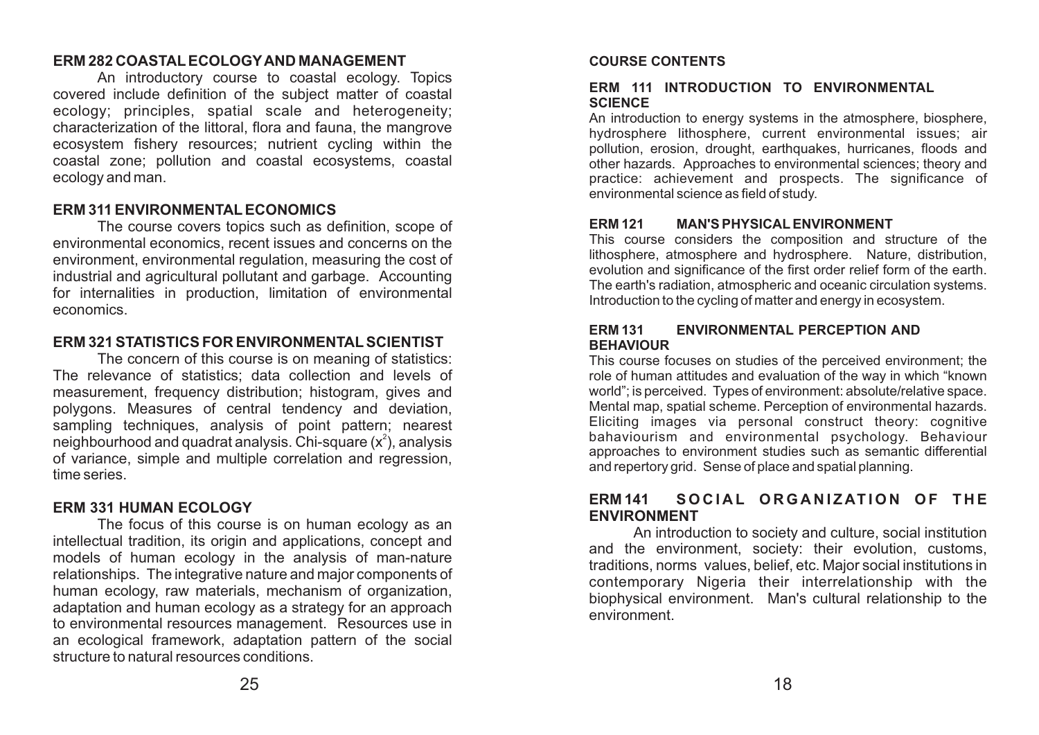## ERM 282 COASTAL ECOLOGY AND MANAGEMENT

An introductory course to coastal ecology. Topics covered include definition of the subject matter of coastal ecology; principles, spatial scale and heterogeneity; characterization of the littoral, flora and fauna, the mangrove ecosystem fishery resources; nutrient cycling within the coastal zone; pollution and coastal ecosystems, coastal ecology and man.

## ERM 311 ENVIRONMENTAL ECONOMICS

The course covers topics such as definition, scope of environmental economics, recent issues and concerns on the environment, environmental regulation, measuring the cost of industrial and agricultural pollutant and garbage. Accounting for internalities in production, limitation of environmental economics.

## ERM 321 STATISTICS FOR ENVIRONMENTAL SCIENTIST

The concern of this course is on meaning of statistics: The relevance of statistics; data collection and levels of measurement, frequency distribution; histogram, gives and polygons. Measures of central tendency and deviation, sampling techniques, analysis of point pattern; nearest neighbourhood and quadrat analysis. Chi-square ($x^2$), analysis of variance, simple and multiple correlation and regression, time series.

## ERM 331 HUMAN ECOLOGY

The focus of this course is on human ecology as an intellectual tradition, its origin and applications, concept and models of human ecology in the analysis of man-nature relationships. The integrative nature and major components of human ecology, raw materials, mechanism of organization, adaptation and human ecology as a strategy for an approach to environmental resources management. Resources use in an ecological framework, adaptation pattern of the social structure to natural resources conditions.

## COURSE CONTENTS

### ERM 111 INTRODUCTION TO ENVIRONMENTAL SCIENCE

An introduction to energy systems in the atmosphere, biosphere, hydrosphere lithosphere, current environmental issues; air pollution, erosion, drought, earthquakes, hurricanes, floods and other hazards. Approaches to environmental sciences; theory and practice: achievement and prospects. The significance of environmental science as field of study.

### ERM 121 MAN'S PHYSICAL ENVIRONMENT

This course considers the composition and structure of the lithosphere, atmosphere and hydrosphere. Nature, distribution, evolution and significance of the first order relief form of the earth. The earth's radiation, atmospheric and oceanic circulation systems. Introduction to the cycling of matter and energy in ecosystem.

### ERM 131 ENVIRONMENTAL PERCEPTION AND BEHAVIOUR

This course focuses on studies of the perceived environment; the role of human attitudes and evaluation of the way in which "known world"; is perceived. Types of environment: absolute/relative space. Mental map, spatial scheme. Perception of environmental hazards. Eliciting images via personal construct theory: cognitive bahaviourism and environmental psychology. Behaviour approaches to environment studies such as semantic differential and repertory grid. Sense of place and spatial planning.

### ERM 141 SOCIAL ORGANIZATION OF THE ENVIRONMENT

An introduction to society and culture, social institution and the environment, society: their evolution, customs, traditions, norms values, belief, etc. Major social institutions in contemporary Nigeria their interrelationship with the biophysical environment. Man's cultural relationship to the environment.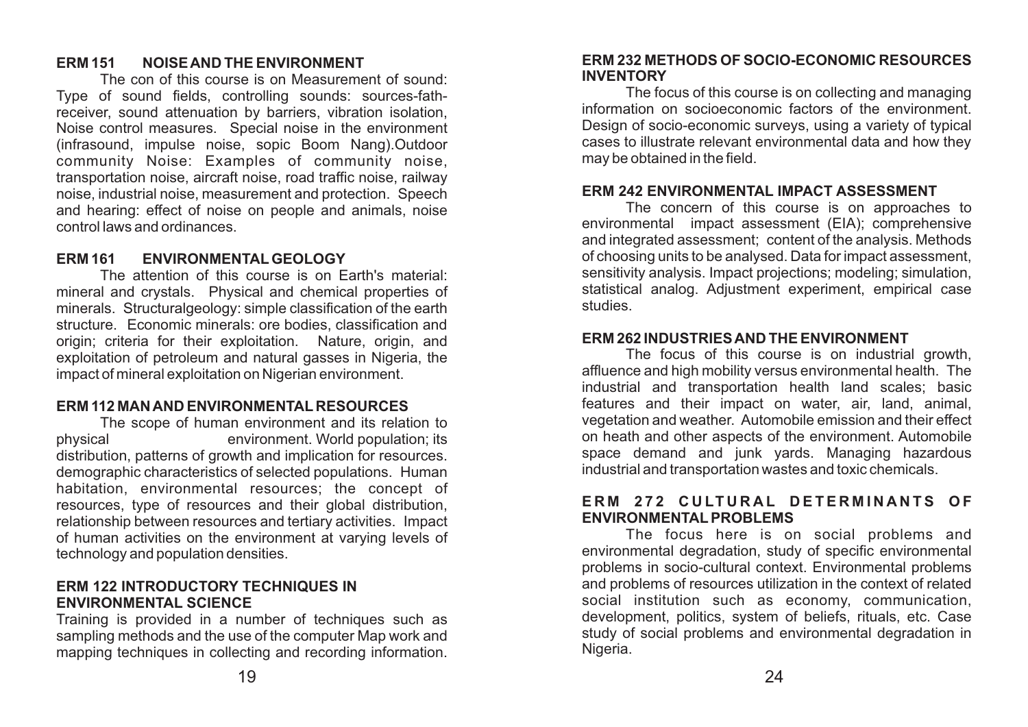### ERM 151 NOISE AND THE ENVIRONMENT

The con of this course is on Measurement of sound: Type of sound fields, controlling sounds: sources-fath-receiver, sound attenuation by barriers, vibration isolation, Noise control measures. Special noise in the environment (infrasound, impulse noise, sopic Boom Nang).Outdoor community Noise: Examples of community noise, transportation noise, aircraft noise, road traffic noise, railway noise, industrial noise, measurement and protection. Speech and hearing: effect of noise on people and animals, noise control laws and ordinances.

### ERM 161 ENVIRONMENTAL GEOLOGY

The attention of this course is on Earth's material: mineral and crystals. Physical and chemical properties of minerals. Structuralgeology: simple classification of the earth structure. Economic minerals: ore bodies, classification and origin; criteria for their exploitation. Nature, origin, and exploitation of petroleum and natural gasses in Nigeria, the impact of mineral exploitation on Nigerian environment.

### ERM 112 MAN AND ENVIRONMENTAL RESOURCES

The scope of human environment and its relation to physical environment. World population; its distribution, patterns of growth and implication for resources. demographic characteristics of selected populations. Human habitation, environmental resources; the concept of resources, type of resources and their global distribution, relationship between resources and tertiary activities. Impact of human activities on the environment at varying levels of technology and population densities.

### ERM 122 INTRODUCTORY TECHNIQUES IN ENVIRONMENTAL SCIENCE

Training is provided in a number of techniques such as sampling methods and the use of the computer Map work and mapping techniques in collecting and recording information.

### ERM 232 METHODS OF SOCIO-ECONOMIC RESOURCES INVENTORY

The focus of this course is on collecting and managing information on socioeconomic factors of the environment. Design of socio-economic surveys, using a variety of typical cases to illustrate relevant environmental data and how they may be obtained in the field.

### ERM 242 ENVIRONMENTAL IMPACT ASSESSMENT

The concern of this course is on approaches to environmental impact assessment (EIA); comprehensive and integrated assessment; content of the analysis. Methods of choosing units to be analysed. Data for impact assessment, sensitivity analysis. Impact projections; modeling; simulation, statistical analog. Adjustment experiment, empirical case studies.

### ERM 262 INDUSTRIES AND THE ENVIRONMENT

The focus of this course is on industrial growth, affluence and high mobility versus environmental health. The industrial and transportation health land scales; basic features and their impact on water, air, land, animal, vegetation and weather. Automobile emission and their effect on heath and other aspects of the environment. Automobile space demand and junk yards. Managing hazardous industrial and transportation wastes and toxic chemicals.

### ERM 272 CULTURAL DETERMINANTS OF ENVIRONMENTAL PROBLEMS

The focus here is on social problems and environmental degradation, study of specific environmental problems in socio-cultural context. Environmental problems and problems of resources utilization in the context of related social institution such as economy, communication, development, politics, system of beliefs, rituals, etc. Case study of social problems and environmental degradation in Nigeria.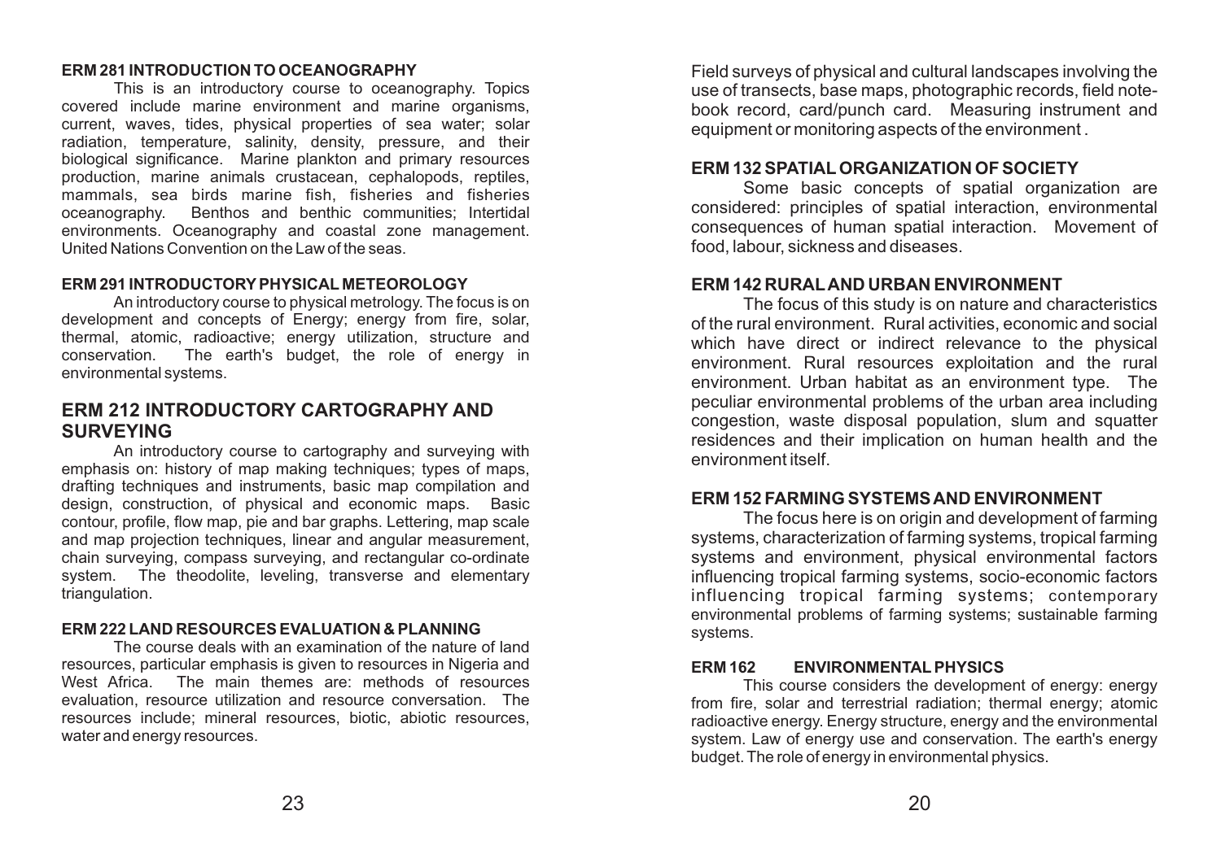### ERM 281 INTRODUCTION TO OCEANOGRAPHY

This is an introductory course to oceanography. Topics covered include marine environment and marine organisms, current, waves, tides, physical properties of sea water; solar radiation, temperature, salinity, density, pressure, and their biological significance. Marine plankton and primary resources production, marine animals crustacean, cephalopods, reptiles, mammals, sea birds marine fish, fisheries and fisheries oceanography. Benthos and benthic communities; Intertidal environments. Oceanography and coastal zone management. United Nations Convention on the Law of the seas.

### ERM 291 INTRODUCTORY PHYSICAL METEOROLOGY

An introductory course to physical metrology. The focus is on development and concepts of Energy; energy from fire, solar, thermal, atomic, radioactive; energy utilization, structure and conservation. The earth's budget, the role of energy in environmental systems.

## ERM 212 INTRODUCTORY CARTOGRAPHY AND SURVEYING

An introductory course to cartography and surveying with emphasis on: history of map making techniques; types of maps, drafting techniques and instruments, basic map compilation and design, construction, of physical and economic maps. Basic contour, profile, flow map, pie and bar graphs. Lettering, map scale and map projection techniques, linear and angular measurement, chain surveying, compass surveying, and rectangular co-ordinate system. The theodolite, leveling, transverse and elementary triangulation.

### ERM 222 LAND RESOURCES EVALUATION & PLANNING

The course deals with an examination of the nature of land resources, particular emphasis is given to resources in Nigeria and West Africa. The main themes are: methods of resources evaluation, resource utilization and resource conversation. The resources include; mineral resources, biotic, abiotic resources, water and energy resources.

Field surveys of physical and cultural landscapes involving the use of transects, base maps, photographic records, field note-book record, card/punch card. Measuring instrument and equipment or monitoring aspects of the environment .

### ERM 132 SPATIAL ORGANIZATION OF SOCIETY

Some basic concepts of spatial organization are considered: principles of spatial interaction, environmental consequences of human spatial interaction. Movement of food, labour, sickness and diseases.

### ERM 142 RURAL AND URBAN ENVIRONMENT

The focus of this study is on nature and characteristics of the rural environment. Rural activities, economic and social which have direct or indirect relevance to the physical environment. Rural resources exploitation and the rural environment. Urban habitat as an environment type. The peculiar environmental problems of the urban area including congestion, waste disposal population, slum and squatter residences and their implication on human health and the environment itself.

### ERM 152 FARMING SYSTEMS AND ENVIRONMENT

The focus here is on origin and development of farming systems, characterization of farming systems, tropical farming systems and environment, physical environmental factors influencing tropical farming systems, socio-economic factors influencing tropical farming systems; contemporary environmental problems of farming systems; sustainable farming systems.

### ERM 162 ENVIRONMENTAL PHYSICS

This course considers the development of energy: energy from fire, solar and terrestrial radiation; thermal energy; atomic radioactive energy. Energy structure, energy and the environmental system. Law of energy use and conservation. The earth's energy budget. The role of energy in environmental physics.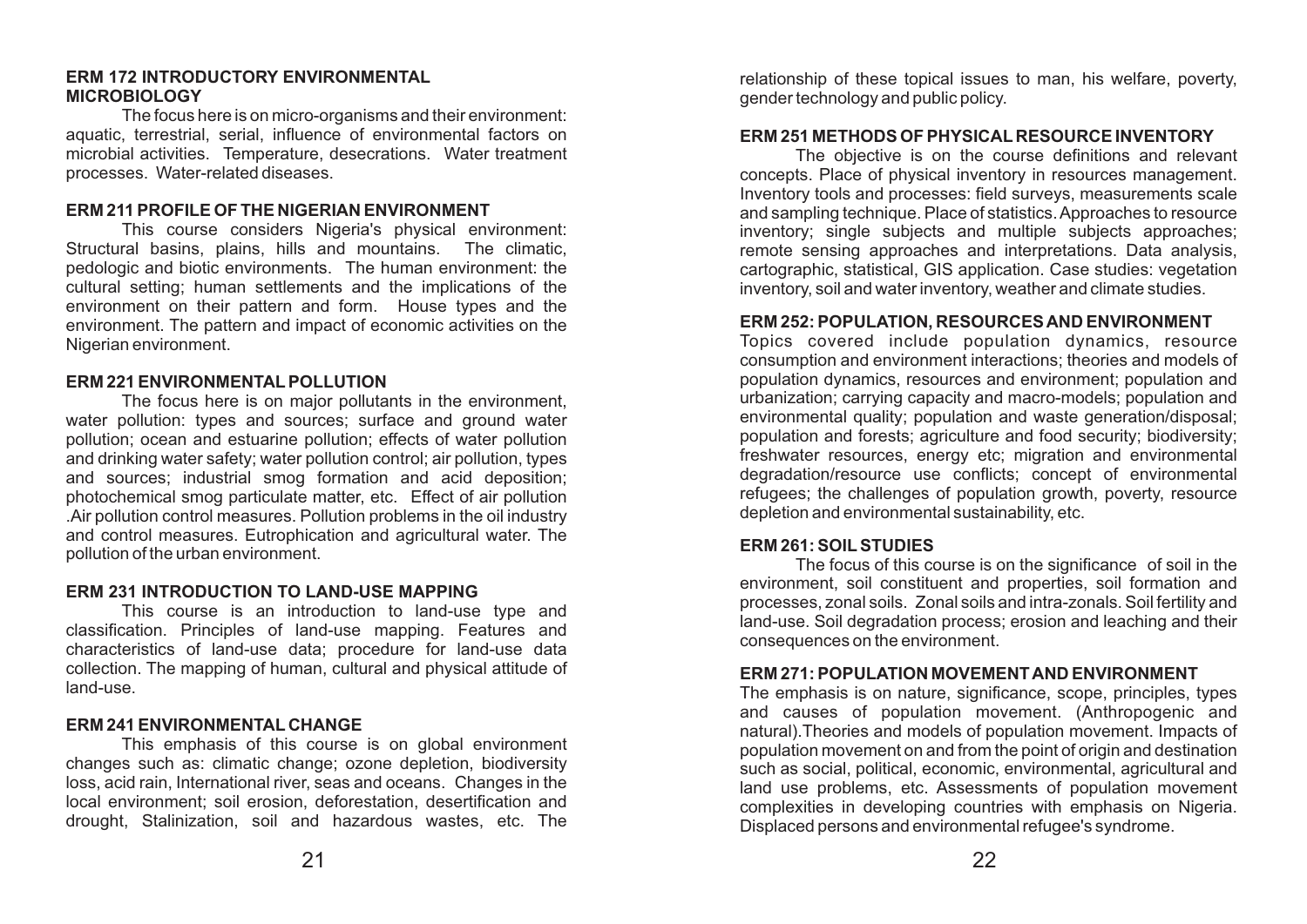#### ERM 172 INTRODUCTORY ENVIRONMENTAL MICROBIOLOGY

The focus here is on micro-organisms and their environment: aquatic, terrestrial, serial, influence of environmental factors on microbial activities. Temperature, desecrations. Water treatment processes. Water-related diseases.

#### ERM 211 PROFILE OF THE NIGERIAN ENVIRONMENT

This course considers Nigeria's physical environment: Structural basins, plains, hills and mountains. The climatic, pedologic and biotic environments. The human environment: the cultural setting; human settlements and the implications of the environment on their pattern and form. House types and the environment. The pattern and impact of economic activities on the Nigerian environment.

#### ERM 221 ENVIRONMENTAL POLLUTION

The focus here is on major pollutants in the environment, water pollution: types and sources; surface and ground water pollution; ocean and estuarine pollution; effects of water pollution and drinking water safety; water pollution control; air pollution, types and sources; industrial smog formation and acid deposition; photochemical smog particulate matter, etc. Effect of air pollution .Air pollution control measures. Pollution problems in the oil industry and control measures. Eutrophication and agricultural water. The pollution of the urban environment.

#### ERM 231 INTRODUCTION TO LAND-USE MAPPING

This course is an introduction to land-use type and classification. Principles of land-use mapping. Features and characteristics of land-use data; procedure for land-use data collection. The mapping of human, cultural and physical attitude of land-use.

#### ERM 241 ENVIRONMENTAL CHANGE

This emphasis of this course is on global environment changes such as: climatic change; ozone depletion, biodiversity loss, acid rain, International river, seas and oceans. Changes in the local environment; soil erosion, deforestation, desertification and drought, Stalinization, soil and hazardous wastes, etc. The relationship of these topical issues to man, his welfare, poverty, gender technology and public policy.

#### ERM 251 METHODS OF PHYSICAL RESOURCE INVENTORY

The objective is on the course definitions and relevant concepts. Place of physical inventory in resources management. Inventory tools and processes: field surveys, measurements scale and sampling technique. Place of statistics. Approaches to resource inventory; single subjects and multiple subjects approaches; remote sensing approaches and interpretations. Data analysis, cartographic, statistical, GIS application. Case studies: vegetation inventory, soil and water inventory, weather and climate studies.

#### ERM 252: POPULATION, RESOURCES AND ENVIRONMENT

Topics covered include population dynamics, resource consumption and environment interactions; theories and models of population dynamics, resources and environment; population and urbanization; carrying capacity and macro-models; population and environmental quality; population and waste generation/disposal; population and forests; agriculture and food security; biodiversity; freshwater resources, energy etc; migration and environmental degradation/resource use conflicts; concept of environmental refugees; the challenges of population growth, poverty, resource depletion and environmental sustainability, etc.

#### ERM 261: SOIL STUDIES

The focus of this course is on the significance of soil in the environment, soil constituent and properties, soil formation and processes, zonal soils. Zonal soils and intra-zonals. Soil fertility and land-use. Soil degradation process; erosion and leaching and their consequences on the environment.

#### ERM 271: POPULATION MOVEMENT AND ENVIRONMENT

The emphasis is on nature, significance, scope, principles, types and causes of population movement. (Anthropogenic and natural).Theories and models of population movement. Impacts of population movement on and from the point of origin and destination such as social, political, economic, environmental, agricultural and land use problems, etc. Assessments of population movement complexities in developing countries with emphasis on Nigeria. Displaced persons and environmental refugee's syndrome.